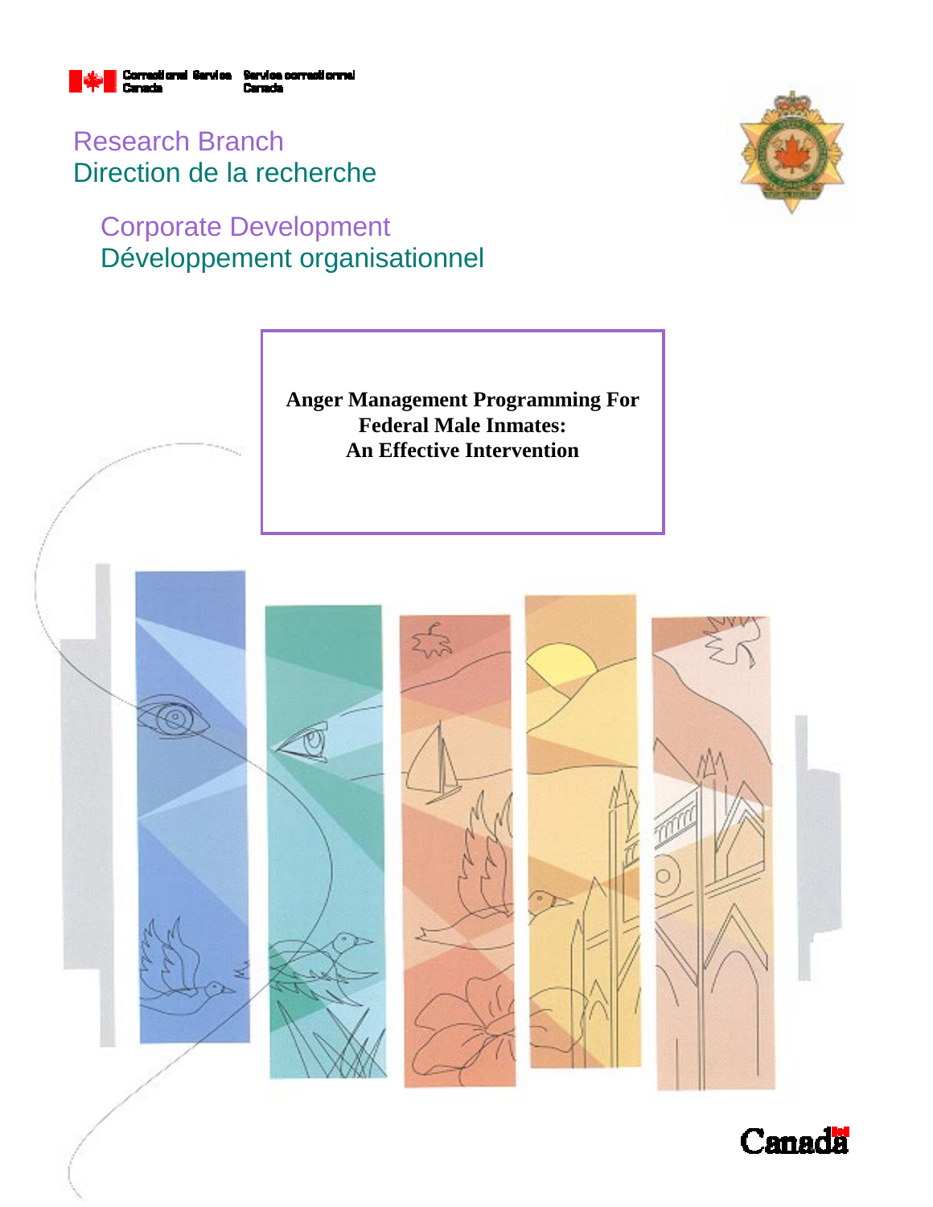Correctional Service Canada | Service correctionnel Canada

Research Branch
Direction de la recherche

Corporate Development
Développement organisationnel

# Anger Management Programming For Federal Male Inmates: An Effective Intervention

Canada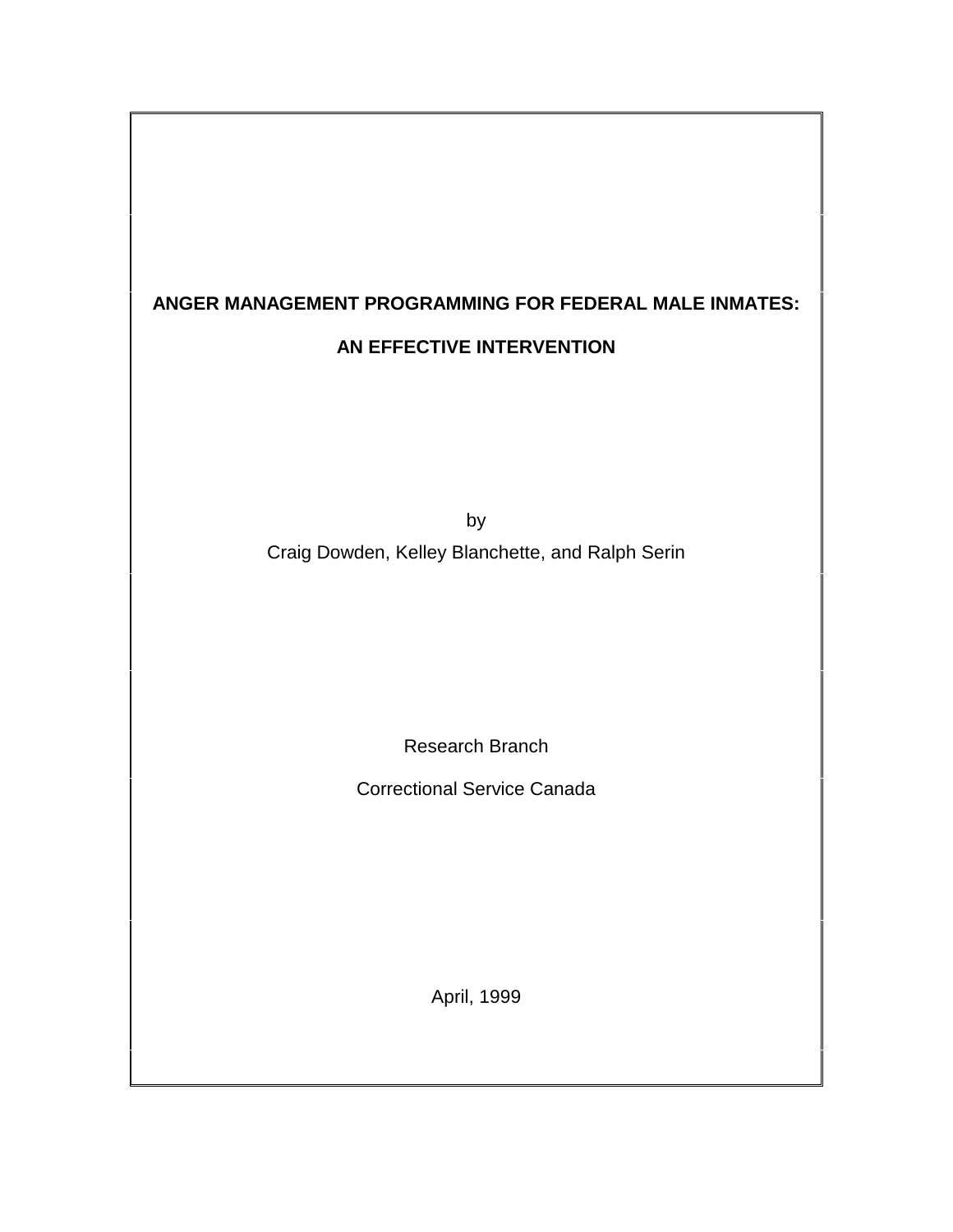# ANGER MANAGEMENT PROGRAMMING FOR FEDERAL MALE INMATES:

# AN EFFECTIVE INTERVENTION

by

Craig Dowden, Kelley Blanchette, and Ralph Serin

Research Branch

Correctional Service Canada

April, 1999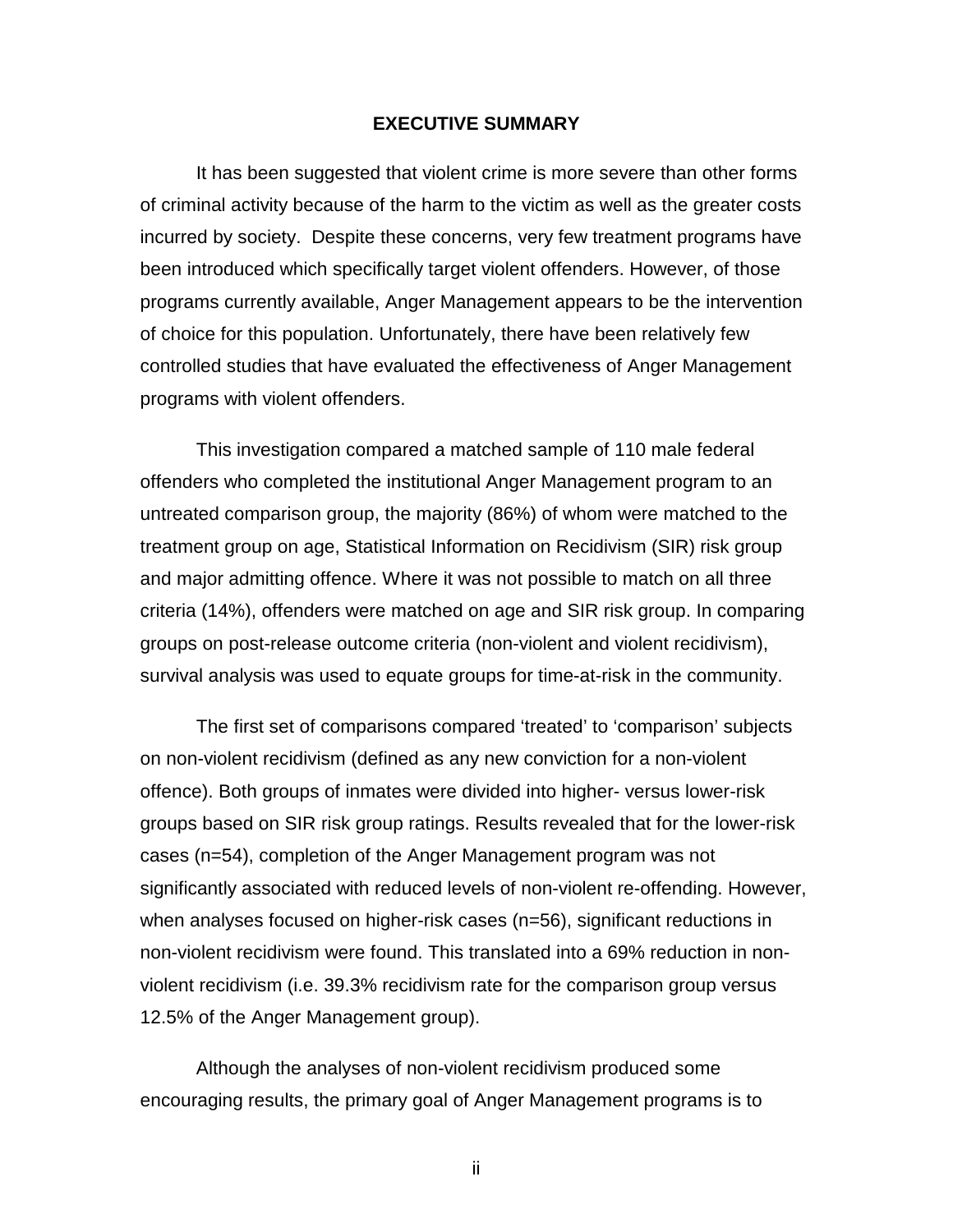## EXECUTIVE SUMMARY

It has been suggested that violent crime is more severe than other forms of criminal activity because of the harm to the victim as well as the greater costs incurred by society. Despite these concerns, very few treatment programs have been introduced which specifically target violent offenders. However, of those programs currently available, Anger Management appears to be the intervention of choice for this population. Unfortunately, there have been relatively few controlled studies that have evaluated the effectiveness of Anger Management programs with violent offenders.

This investigation compared a matched sample of 110 male federal offenders who completed the institutional Anger Management program to an untreated comparison group, the majority (86%) of whom were matched to the treatment group on age, Statistical Information on Recidivism (SIR) risk group and major admitting offence. Where it was not possible to match on all three criteria (14%), offenders were matched on age and SIR risk group. In comparing groups on post-release outcome criteria (non-violent and violent recidivism), survival analysis was used to equate groups for time-at-risk in the community.

The first set of comparisons compared 'treated' to 'comparison' subjects on non-violent recidivism (defined as any new conviction for a non-violent offence). Both groups of inmates were divided into higher- versus lower-risk groups based on SIR risk group ratings. Results revealed that for the lower-risk cases (n=54), completion of the Anger Management program was not significantly associated with reduced levels of non-violent re-offending. However, when analyses focused on higher-risk cases (n=56), significant reductions in non-violent recidivism were found. This translated into a 69% reduction in non-violent recidivism (i.e. 39.3% recidivism rate for the comparison group versus 12.5% of the Anger Management group).

Although the analyses of non-violent recidivism produced some encouraging results, the primary goal of Anger Management programs is to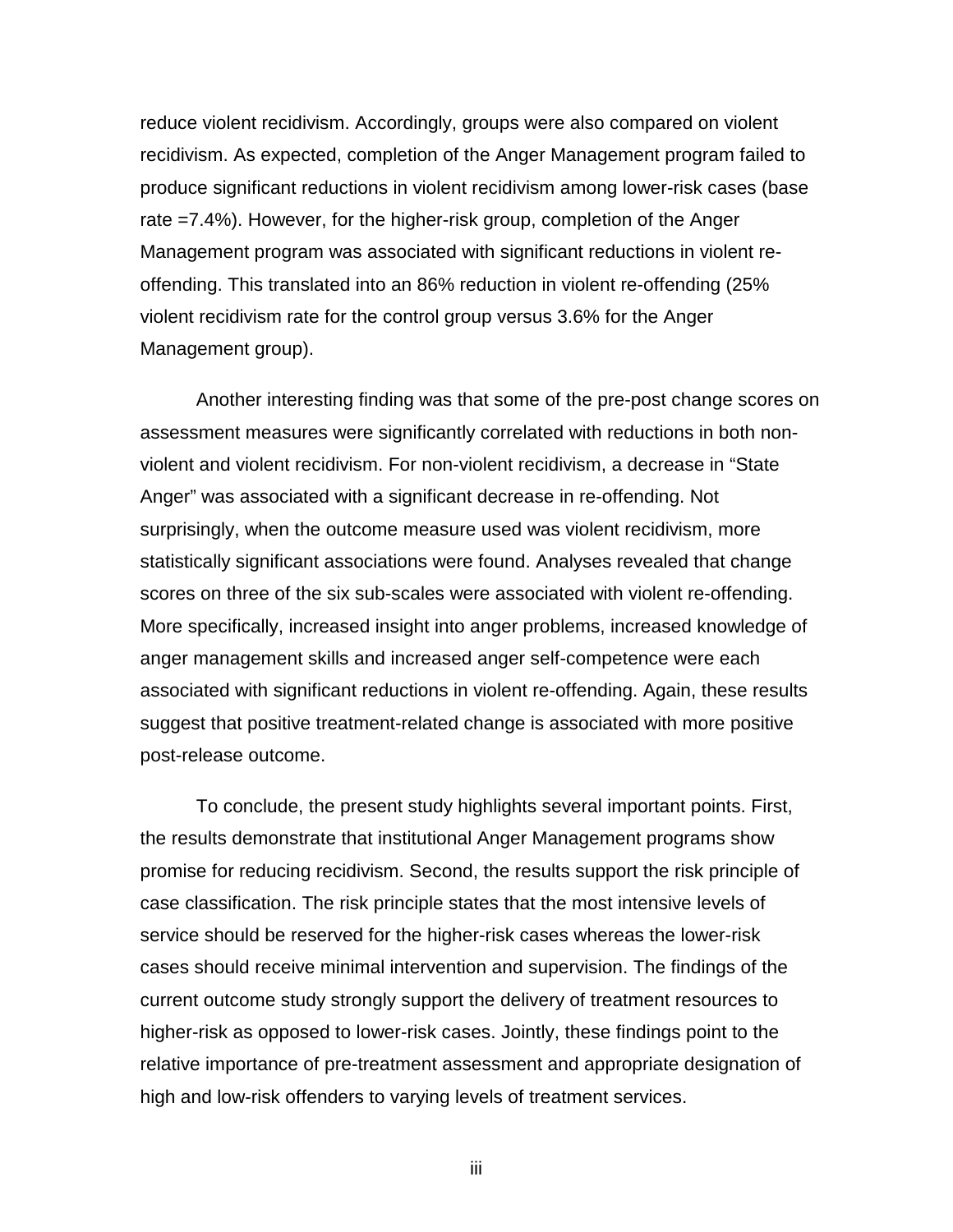reduce violent recidivism. Accordingly, groups were also compared on violent recidivism. As expected, completion of the Anger Management program failed to produce significant reductions in violent recidivism among lower-risk cases (base rate =7.4%). However, for the higher-risk group, completion of the Anger Management program was associated with significant reductions in violent re-offending. This translated into an 86% reduction in violent re-offending (25% violent recidivism rate for the control group versus 3.6% for the Anger Management group).

Another interesting finding was that some of the pre-post change scores on assessment measures were significantly correlated with reductions in both non-violent and violent recidivism. For non-violent recidivism, a decrease in "State Anger" was associated with a significant decrease in re-offending. Not surprisingly, when the outcome measure used was violent recidivism, more statistically significant associations were found. Analyses revealed that change scores on three of the six sub-scales were associated with violent re-offending. More specifically, increased insight into anger problems, increased knowledge of anger management skills and increased anger self-competence were each associated with significant reductions in violent re-offending. Again, these results suggest that positive treatment-related change is associated with more positive post-release outcome.

To conclude, the present study highlights several important points. First, the results demonstrate that institutional Anger Management programs show promise for reducing recidivism. Second, the results support the risk principle of case classification. The risk principle states that the most intensive levels of service should be reserved for the higher-risk cases whereas the lower-risk cases should receive minimal intervention and supervision. The findings of the current outcome study strongly support the delivery of treatment resources to higher-risk as opposed to lower-risk cases. Jointly, these findings point to the relative importance of pre-treatment assessment and appropriate designation of high and low-risk offenders to varying levels of treatment services.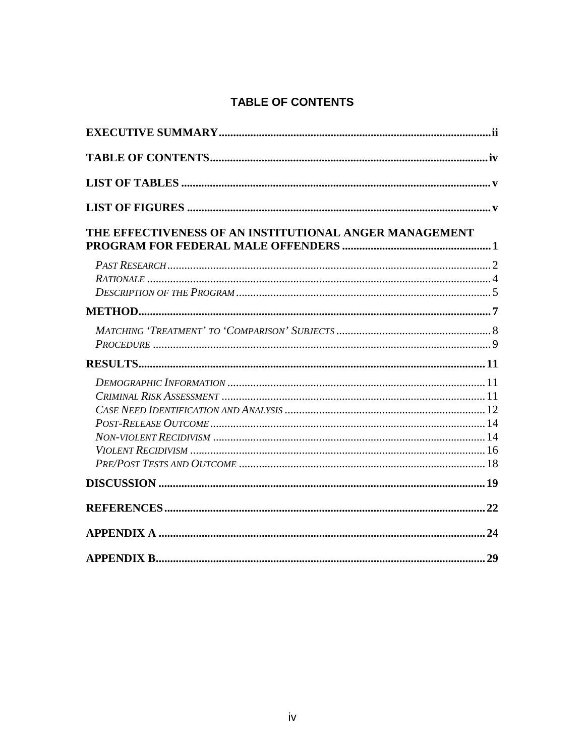## TABLE OF CONTENTS

**EXECUTIVE SUMMARY** .......... **ii**

**TABLE OF CONTENTS** .......... **iv**

**LIST OF TABLES** .......... **v**

**LIST OF FIGURES** .......... **v**

**THE EFFECTIVENESS OF AN INSTITUTIONAL ANGER MANAGEMENT PROGRAM FOR FEDERAL MALE OFFENDERS** .......... **1**

- *Past Research* .......... 2
- *Rationale* .......... 4
- *Description of the Program* .......... 5

**METHOD** .......... **7**

- *Matching 'Treatment' to 'Comparison' Subjects* .......... 8
- *Procedure* .......... 9

**RESULTS** .......... **11**

- *Demographic Information* .......... 11
- *Criminal Risk Assessment* .......... 11
- *Case Need Identification and Analysis* .......... 12
- *Post-Release Outcome* .......... 14
- *Non-violent Recidivism* .......... 14
- *Violent Recidivism* .......... 16
- *Pre/Post Tests and Outcome* .......... 18

**DISCUSSION** .......... **19**

**REFERENCES** .......... **22**

**APPENDIX A** .......... **24**

**APPENDIX B** .......... **29**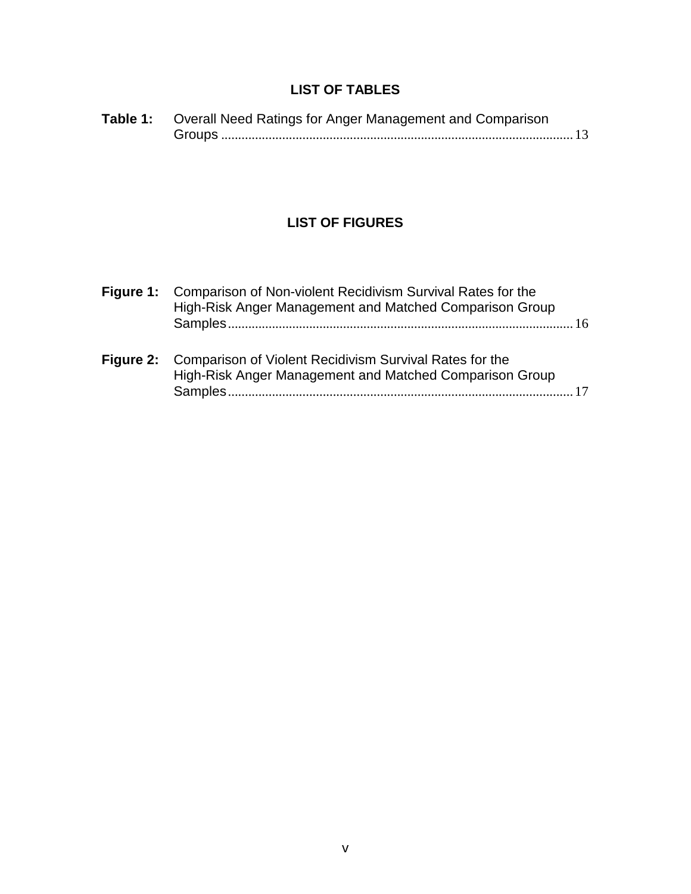## LIST OF TABLES

**Table 1:** Overall Need Ratings for Anger Management and Comparison Groups .......... 13

## LIST OF FIGURES

**Figure 1:** Comparison of Non-violent Recidivism Survival Rates for the High-Risk Anger Management and Matched Comparison Group Samples .......... 16

**Figure 2:** Comparison of Violent Recidivism Survival Rates for the High-Risk Anger Management and Matched Comparison Group Samples .......... 17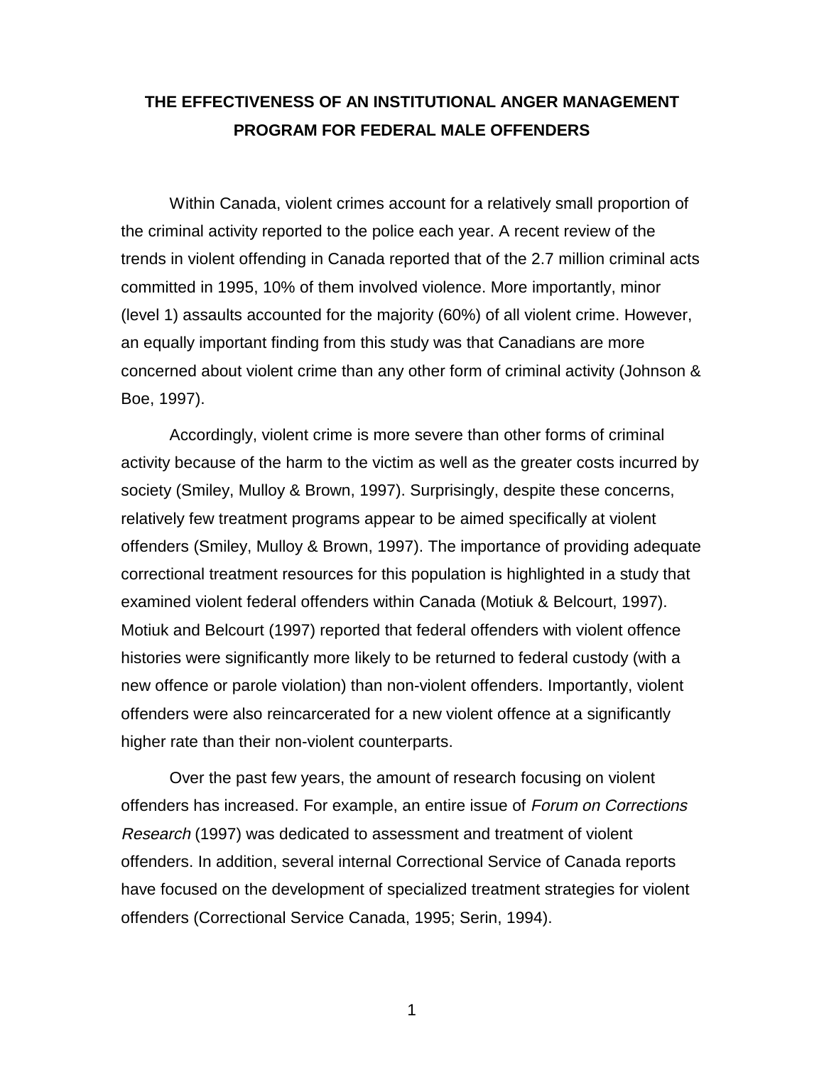# THE EFFECTIVENESS OF AN INSTITUTIONAL ANGER MANAGEMENT PROGRAM FOR FEDERAL MALE OFFENDERS

Within Canada, violent crimes account for a relatively small proportion of the criminal activity reported to the police each year. A recent review of the trends in violent offending in Canada reported that of the 2.7 million criminal acts committed in 1995, 10% of them involved violence. More importantly, minor (level 1) assaults accounted for the majority (60%) of all violent crime. However, an equally important finding from this study was that Canadians are more concerned about violent crime than any other form of criminal activity (Johnson & Boe, 1997).

Accordingly, violent crime is more severe than other forms of criminal activity because of the harm to the victim as well as the greater costs incurred by society (Smiley, Mulloy & Brown, 1997). Surprisingly, despite these concerns, relatively few treatment programs appear to be aimed specifically at violent offenders (Smiley, Mulloy & Brown, 1997). The importance of providing adequate correctional treatment resources for this population is highlighted in a study that examined violent federal offenders within Canada (Motiuk & Belcourt, 1997). Motiuk and Belcourt (1997) reported that federal offenders with violent offence histories were significantly more likely to be returned to federal custody (with a new offence or parole violation) than non-violent offenders. Importantly, violent offenders were also reincarcerated for a new violent offence at a significantly higher rate than their non-violent counterparts.

Over the past few years, the amount of research focusing on violent offenders has increased. For example, an entire issue of *Forum on Corrections Research* (1997) was dedicated to assessment and treatment of violent offenders. In addition, several internal Correctional Service of Canada reports have focused on the development of specialized treatment strategies for violent offenders (Correctional Service Canada, 1995; Serin, 1994).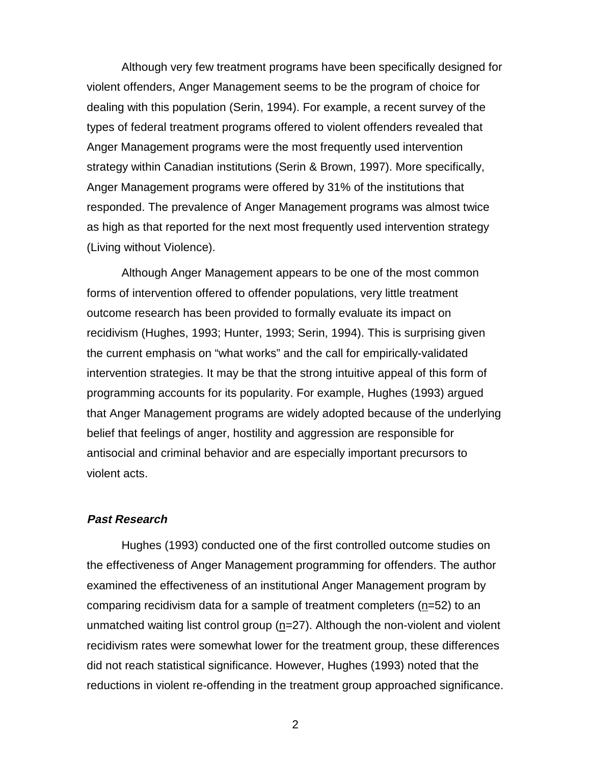Although very few treatment programs have been specifically designed for violent offenders, Anger Management seems to be the program of choice for dealing with this population (Serin, 1994). For example, a recent survey of the types of federal treatment programs offered to violent offenders revealed that Anger Management programs were the most frequently used intervention strategy within Canadian institutions (Serin & Brown, 1997). More specifically, Anger Management programs were offered by 31% of the institutions that responded. The prevalence of Anger Management programs was almost twice as high as that reported for the next most frequently used intervention strategy (Living without Violence).

Although Anger Management appears to be one of the most common forms of intervention offered to offender populations, very little treatment outcome research has been provided to formally evaluate its impact on recidivism (Hughes, 1993; Hunter, 1993; Serin, 1994). This is surprising given the current emphasis on "what works" and the call for empirically-validated intervention strategies. It may be that the strong intuitive appeal of this form of programming accounts for its popularity. For example, Hughes (1993) argued that Anger Management programs are widely adopted because of the underlying belief that feelings of anger, hostility and aggression are responsible for antisocial and criminal behavior and are especially important precursors to violent acts.

### *Past Research*

Hughes (1993) conducted one of the first controlled outcome studies on the effectiveness of Anger Management programming for offenders. The author examined the effectiveness of an institutional Anger Management program by comparing recidivism data for a sample of treatment completers ($n$=52) to an unmatched waiting list control group ($n$=27). Although the non-violent and violent recidivism rates were somewhat lower for the treatment group, these differences did not reach statistical significance. However, Hughes (1993) noted that the reductions in violent re-offending in the treatment group approached significance.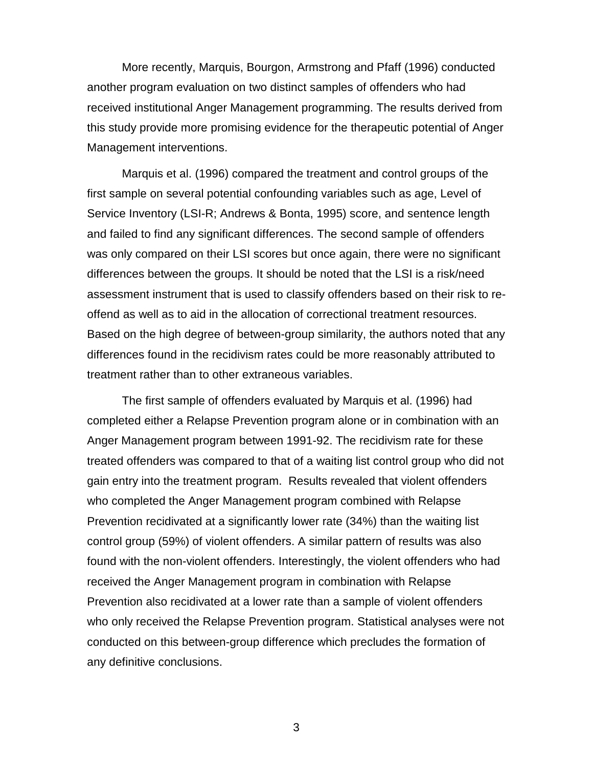More recently, Marquis, Bourgon, Armstrong and Pfaff (1996) conducted another program evaluation on two distinct samples of offenders who had received institutional Anger Management programming. The results derived from this study provide more promising evidence for the therapeutic potential of Anger Management interventions.

Marquis et al. (1996) compared the treatment and control groups of the first sample on several potential confounding variables such as age, Level of Service Inventory (LSI-R; Andrews & Bonta, 1995) score, and sentence length and failed to find any significant differences. The second sample of offenders was only compared on their LSI scores but once again, there were no significant differences between the groups. It should be noted that the LSI is a risk/need assessment instrument that is used to classify offenders based on their risk to re-offend as well as to aid in the allocation of correctional treatment resources. Based on the high degree of between-group similarity, the authors noted that any differences found in the recidivism rates could be more reasonably attributed to treatment rather than to other extraneous variables.

The first sample of offenders evaluated by Marquis et al. (1996) had completed either a Relapse Prevention program alone or in combination with an Anger Management program between 1991-92. The recidivism rate for these treated offenders was compared to that of a waiting list control group who did not gain entry into the treatment program. Results revealed that violent offenders who completed the Anger Management program combined with Relapse Prevention recidivated at a significantly lower rate (34%) than the waiting list control group (59%) of violent offenders. A similar pattern of results was also found with the non-violent offenders. Interestingly, the violent offenders who had received the Anger Management program in combination with Relapse Prevention also recidivated at a lower rate than a sample of violent offenders who only received the Relapse Prevention program. Statistical analyses were not conducted on this between-group difference which precludes the formation of any definitive conclusions.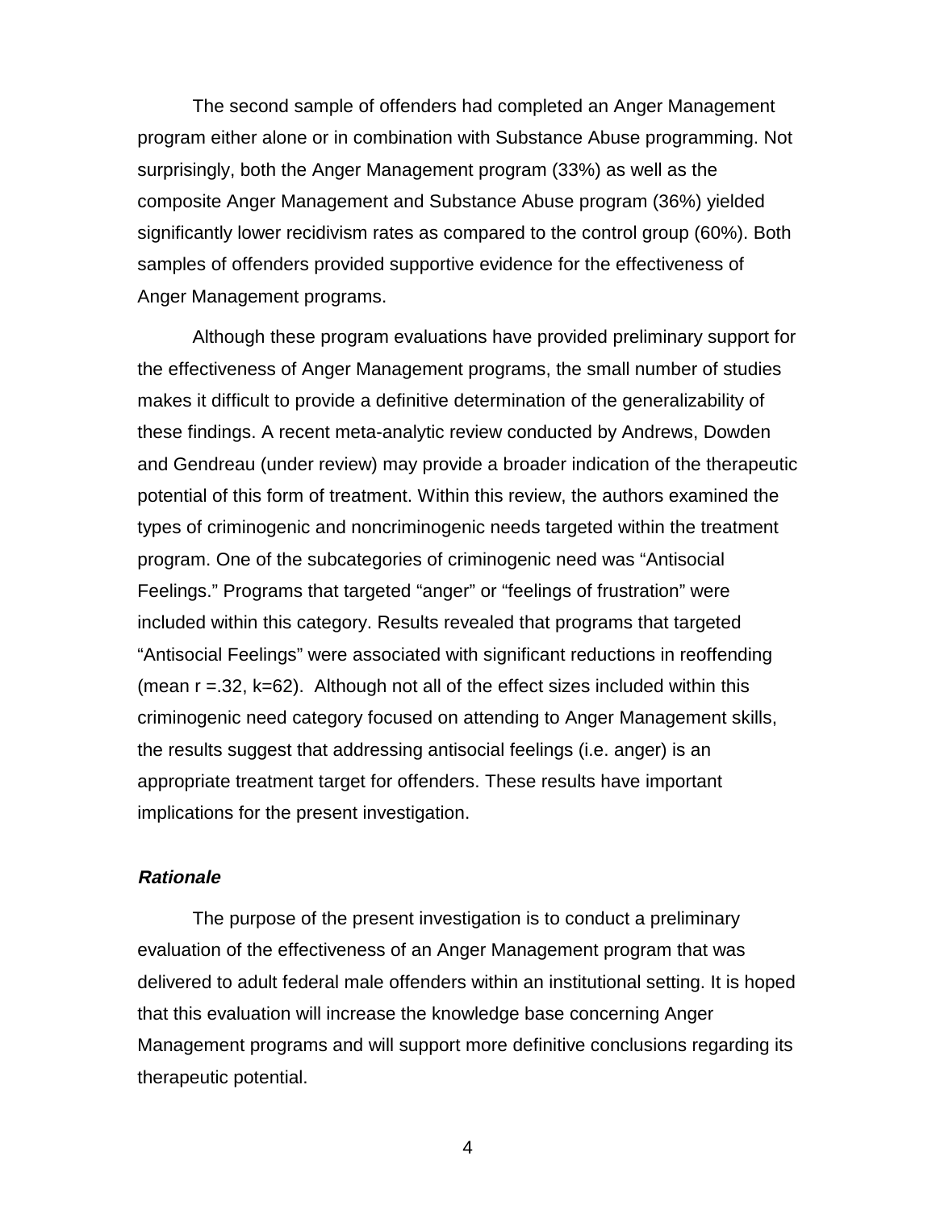The second sample of offenders had completed an Anger Management program either alone or in combination with Substance Abuse programming. Not surprisingly, both the Anger Management program (33%) as well as the composite Anger Management and Substance Abuse program (36%) yielded significantly lower recidivism rates as compared to the control group (60%). Both samples of offenders provided supportive evidence for the effectiveness of Anger Management programs.

Although these program evaluations have provided preliminary support for the effectiveness of Anger Management programs, the small number of studies makes it difficult to provide a definitive determination of the generalizability of these findings. A recent meta-analytic review conducted by Andrews, Dowden and Gendreau (under review) may provide a broader indication of the therapeutic potential of this form of treatment. Within this review, the authors examined the types of criminogenic and noncriminogenic needs targeted within the treatment program. One of the subcategories of criminogenic need was "Antisocial Feelings." Programs that targeted "anger" or "feelings of frustration" were included within this category. Results revealed that programs that targeted "Antisocial Feelings" were associated with significant reductions in reoffending (mean $r = .32$, $k = 62$). Although not all of the effect sizes included within this criminogenic need category focused on attending to Anger Management skills, the results suggest that addressing antisocial feelings (i.e. anger) is an appropriate treatment target for offenders. These results have important implications for the present investigation.

### ***Rationale***

The purpose of the present investigation is to conduct a preliminary evaluation of the effectiveness of an Anger Management program that was delivered to adult federal male offenders within an institutional setting. It is hoped that this evaluation will increase the knowledge base concerning Anger Management programs and will support more definitive conclusions regarding its therapeutic potential.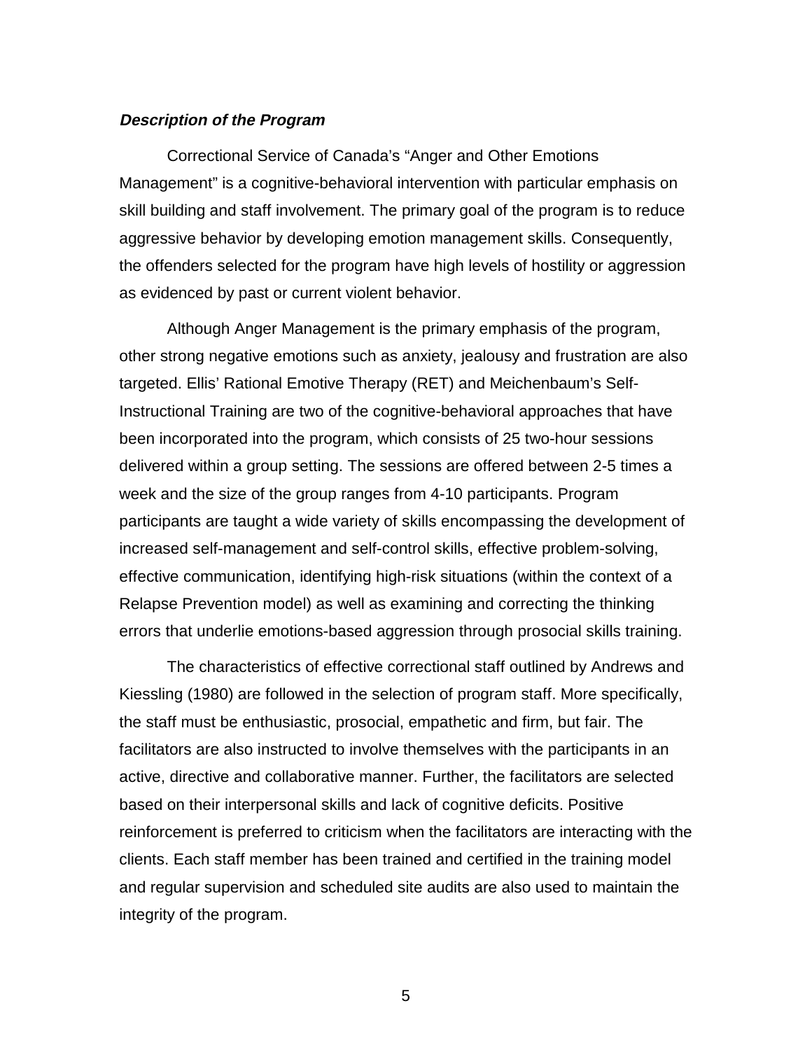***Description of the Program***

Correctional Service of Canada's "Anger and Other Emotions Management" is a cognitive-behavioral intervention with particular emphasis on skill building and staff involvement. The primary goal of the program is to reduce aggressive behavior by developing emotion management skills. Consequently, the offenders selected for the program have high levels of hostility or aggression as evidenced by past or current violent behavior.

Although Anger Management is the primary emphasis of the program, other strong negative emotions such as anxiety, jealousy and frustration are also targeted. Ellis' Rational Emotive Therapy (RET) and Meichenbaum's Self-Instructional Training are two of the cognitive-behavioral approaches that have been incorporated into the program, which consists of 25 two-hour sessions delivered within a group setting. The sessions are offered between 2-5 times a week and the size of the group ranges from 4-10 participants. Program participants are taught a wide variety of skills encompassing the development of increased self-management and self-control skills, effective problem-solving, effective communication, identifying high-risk situations (within the context of a Relapse Prevention model) as well as examining and correcting the thinking errors that underlie emotions-based aggression through prosocial skills training.

The characteristics of effective correctional staff outlined by Andrews and Kiessling (1980) are followed in the selection of program staff. More specifically, the staff must be enthusiastic, prosocial, empathetic and firm, but fair. The facilitators are also instructed to involve themselves with the participants in an active, directive and collaborative manner. Further, the facilitators are selected based on their interpersonal skills and lack of cognitive deficits. Positive reinforcement is preferred to criticism when the facilitators are interacting with the clients. Each staff member has been trained and certified in the training model and regular supervision and scheduled site audits are also used to maintain the integrity of the program.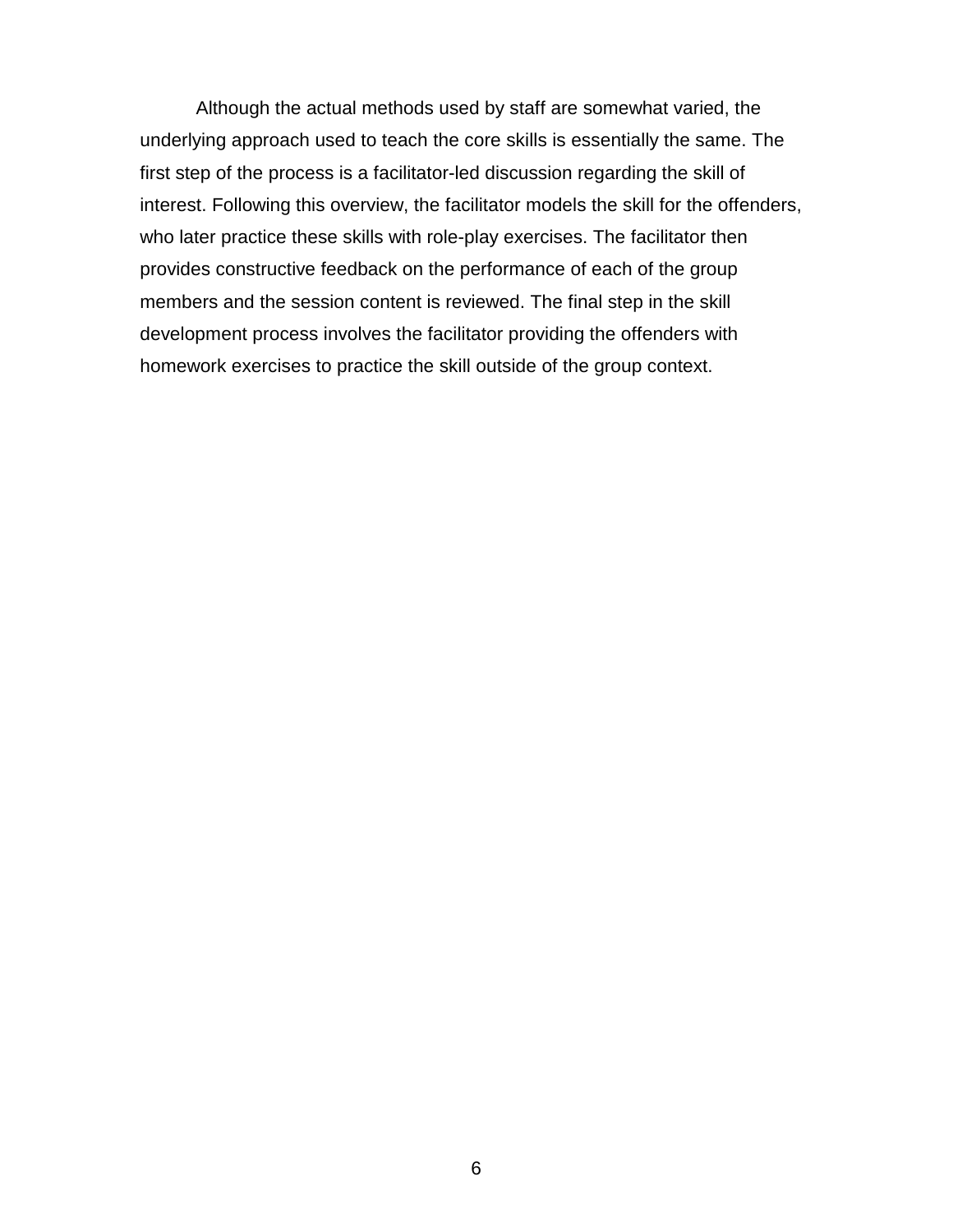Although the actual methods used by staff are somewhat varied, the underlying approach used to teach the core skills is essentially the same. The first step of the process is a facilitator-led discussion regarding the skill of interest. Following this overview, the facilitator models the skill for the offenders, who later practice these skills with role-play exercises. The facilitator then provides constructive feedback on the performance of each of the group members and the session content is reviewed. The final step in the skill development process involves the facilitator providing the offenders with homework exercises to practice the skill outside of the group context.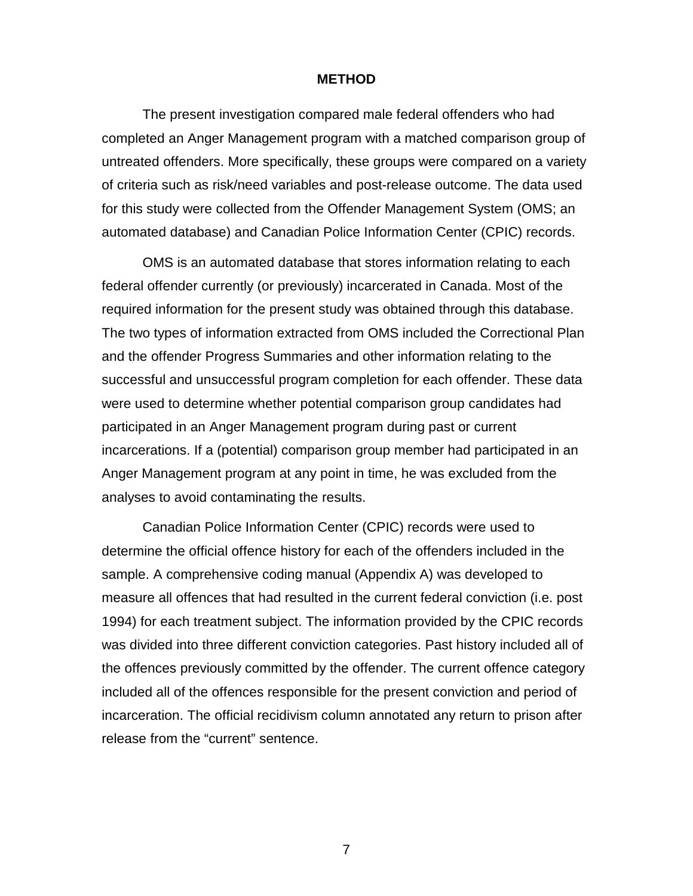# METHOD

The present investigation compared male federal offenders who had completed an Anger Management program with a matched comparison group of untreated offenders. More specifically, these groups were compared on a variety of criteria such as risk/need variables and post-release outcome. The data used for this study were collected from the Offender Management System (OMS; an automated database) and Canadian Police Information Center (CPIC) records.

OMS is an automated database that stores information relating to each federal offender currently (or previously) incarcerated in Canada. Most of the required information for the present study was obtained through this database. The two types of information extracted from OMS included the Correctional Plan and the offender Progress Summaries and other information relating to the successful and unsuccessful program completion for each offender. These data were used to determine whether potential comparison group candidates had participated in an Anger Management program during past or current incarcerations. If a (potential) comparison group member had participated in an Anger Management program at any point in time, he was excluded from the analyses to avoid contaminating the results.

Canadian Police Information Center (CPIC) records were used to determine the official offence history for each of the offenders included in the sample. A comprehensive coding manual (Appendix A) was developed to measure all offences that had resulted in the current federal conviction (i.e. post 1994) for each treatment subject. The information provided by the CPIC records was divided into three different conviction categories. Past history included all of the offences previously committed by the offender. The current offence category included all of the offences responsible for the present conviction and period of incarceration. The official recidivism column annotated any return to prison after release from the “current” sentence.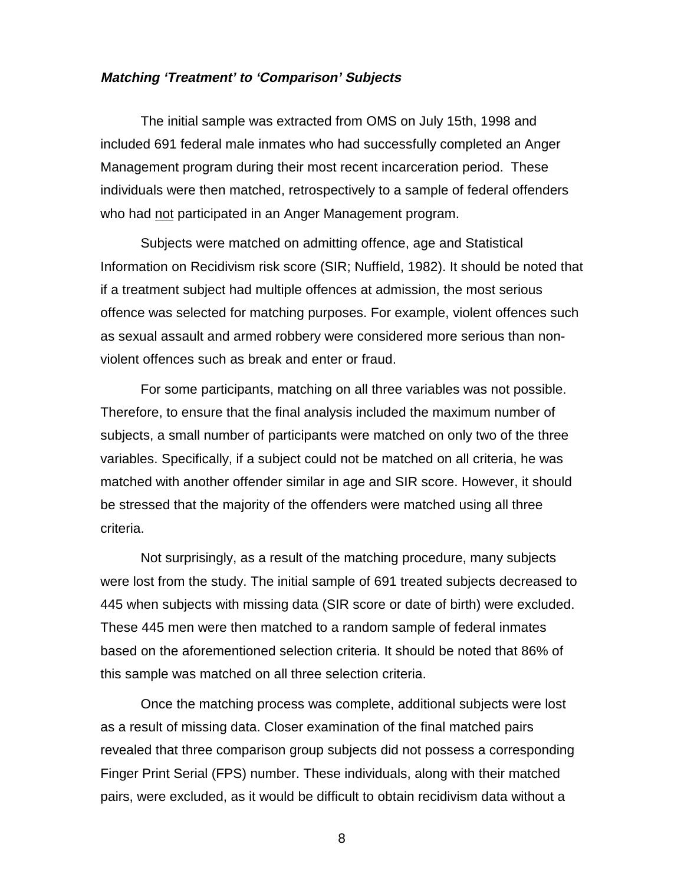### *Matching 'Treatment' to 'Comparison' Subjects*

The initial sample was extracted from OMS on July 15th, 1998 and included 691 federal male inmates who had successfully completed an Anger Management program during their most recent incarceration period. These individuals were then matched, retrospectively to a sample of federal offenders who had <u>not</u> participated in an Anger Management program.

Subjects were matched on admitting offence, age and Statistical Information on Recidivism risk score (SIR; Nuffield, 1982). It should be noted that if a treatment subject had multiple offences at admission, the most serious offence was selected for matching purposes. For example, violent offences such as sexual assault and armed robbery were considered more serious than non-violent offences such as break and enter or fraud.

For some participants, matching on all three variables was not possible. Therefore, to ensure that the final analysis included the maximum number of subjects, a small number of participants were matched on only two of the three variables. Specifically, if a subject could not be matched on all criteria, he was matched with another offender similar in age and SIR score. However, it should be stressed that the majority of the offenders were matched using all three criteria.

Not surprisingly, as a result of the matching procedure, many subjects were lost from the study. The initial sample of 691 treated subjects decreased to 445 when subjects with missing data (SIR score or date of birth) were excluded. These 445 men were then matched to a random sample of federal inmates based on the aforementioned selection criteria. It should be noted that 86% of this sample was matched on all three selection criteria.

Once the matching process was complete, additional subjects were lost as a result of missing data. Closer examination of the final matched pairs revealed that three comparison group subjects did not possess a corresponding Finger Print Serial (FPS) number. These individuals, along with their matched pairs, were excluded, as it would be difficult to obtain recidivism data without a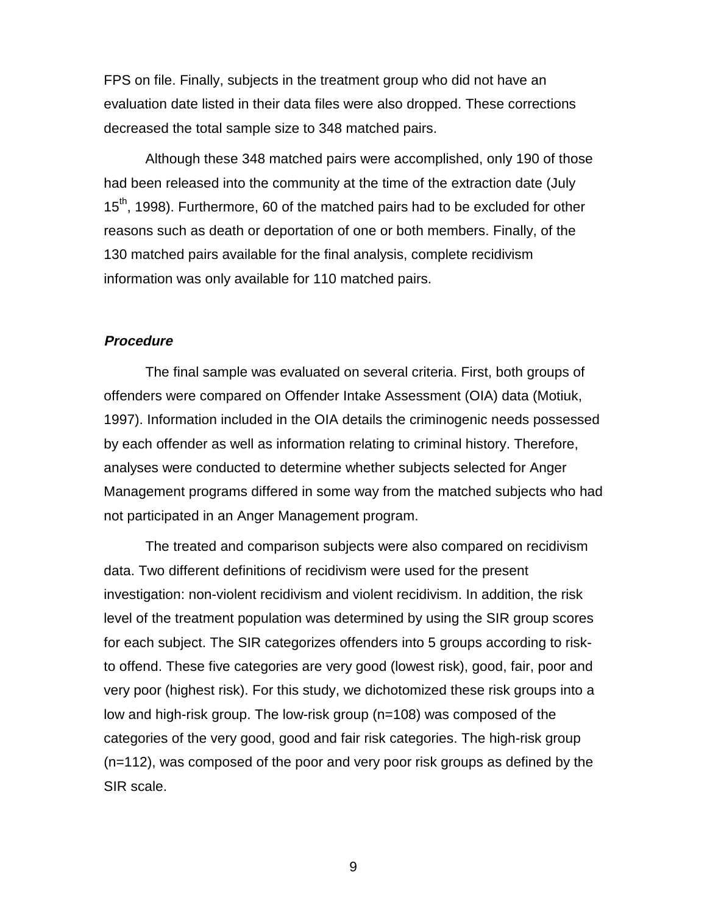FPS on file. Finally, subjects in the treatment group who did not have an evaluation date listed in their data files were also dropped. These corrections decreased the total sample size to 348 matched pairs.

Although these 348 matched pairs were accomplished, only 190 of those had been released into the community at the time of the extraction date (July 15th, 1998). Furthermore, 60 of the matched pairs had to be excluded for other reasons such as death or deportation of one or both members. Finally, of the 130 matched pairs available for the final analysis, complete recidivism information was only available for 110 matched pairs.

### ***Procedure***

The final sample was evaluated on several criteria. First, both groups of offenders were compared on Offender Intake Assessment (OIA) data (Motiuk, 1997). Information included in the OIA details the criminogenic needs possessed by each offender as well as information relating to criminal history. Therefore, analyses were conducted to determine whether subjects selected for Anger Management programs differed in some way from the matched subjects who had not participated in an Anger Management program.

The treated and comparison subjects were also compared on recidivism data. Two different definitions of recidivism were used for the present investigation: non-violent recidivism and violent recidivism. In addition, the risk level of the treatment population was determined by using the SIR group scores for each subject. The SIR categorizes offenders into 5 groups according to risk-to offend. These five categories are very good (lowest risk), good, fair, poor and very poor (highest risk). For this study, we dichotomized these risk groups into a low and high-risk group. The low-risk group (n=108) was composed of the categories of the very good, good and fair risk categories. The high-risk group (n=112), was composed of the poor and very poor risk groups as defined by the SIR scale.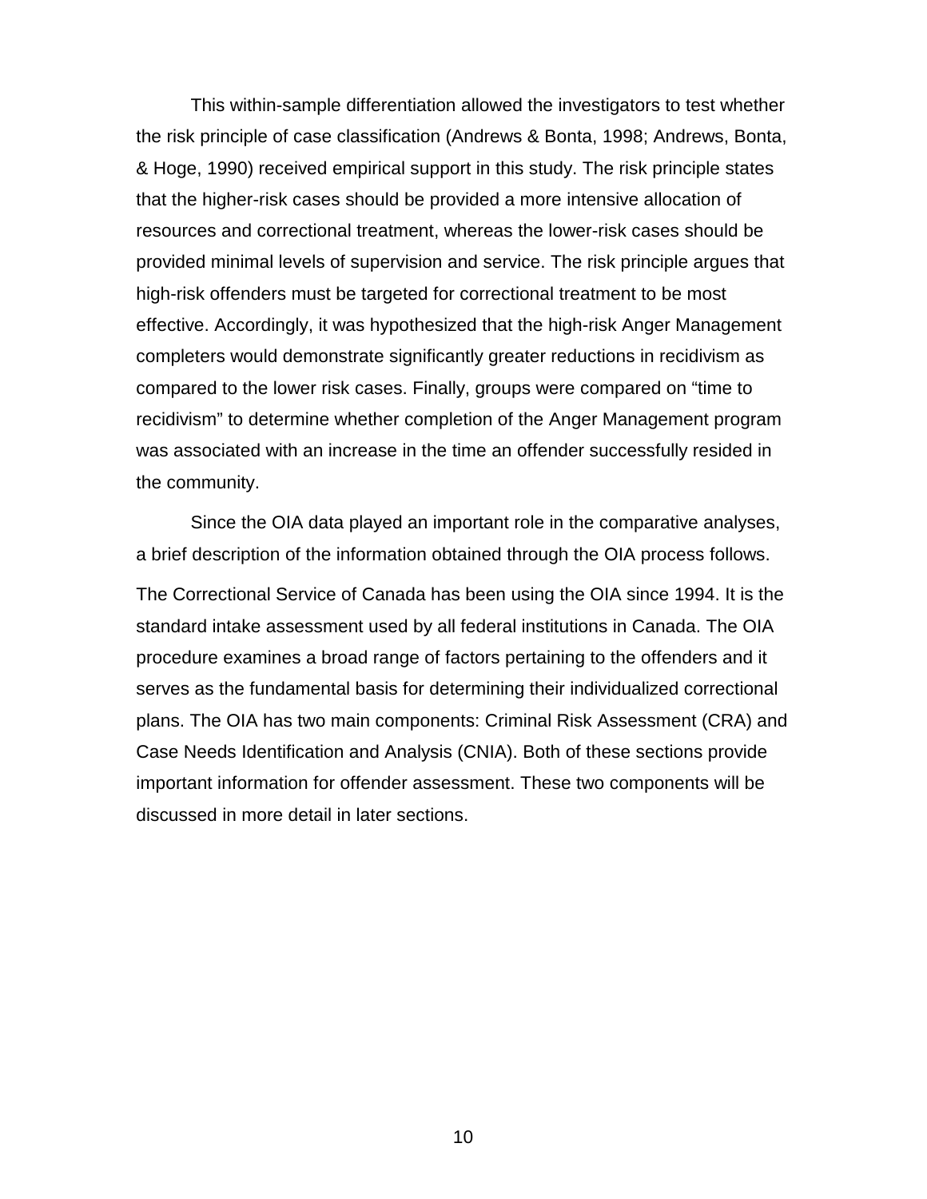This within-sample differentiation allowed the investigators to test whether the risk principle of case classification (Andrews & Bonta, 1998; Andrews, Bonta, & Hoge, 1990) received empirical support in this study. The risk principle states that the higher-risk cases should be provided a more intensive allocation of resources and correctional treatment, whereas the lower-risk cases should be provided minimal levels of supervision and service. The risk principle argues that high-risk offenders must be targeted for correctional treatment to be most effective. Accordingly, it was hypothesized that the high-risk Anger Management completers would demonstrate significantly greater reductions in recidivism as compared to the lower risk cases. Finally, groups were compared on "time to recidivism" to determine whether completion of the Anger Management program was associated with an increase in the time an offender successfully resided in the community.

Since the OIA data played an important role in the comparative analyses, a brief description of the information obtained through the OIA process follows.

The Correctional Service of Canada has been using the OIA since 1994. It is the standard intake assessment used by all federal institutions in Canada. The OIA procedure examines a broad range of factors pertaining to the offenders and it serves as the fundamental basis for determining their individualized correctional plans. The OIA has two main components: Criminal Risk Assessment (CRA) and Case Needs Identification and Analysis (CNIA). Both of these sections provide important information for offender assessment. These two components will be discussed in more detail in later sections.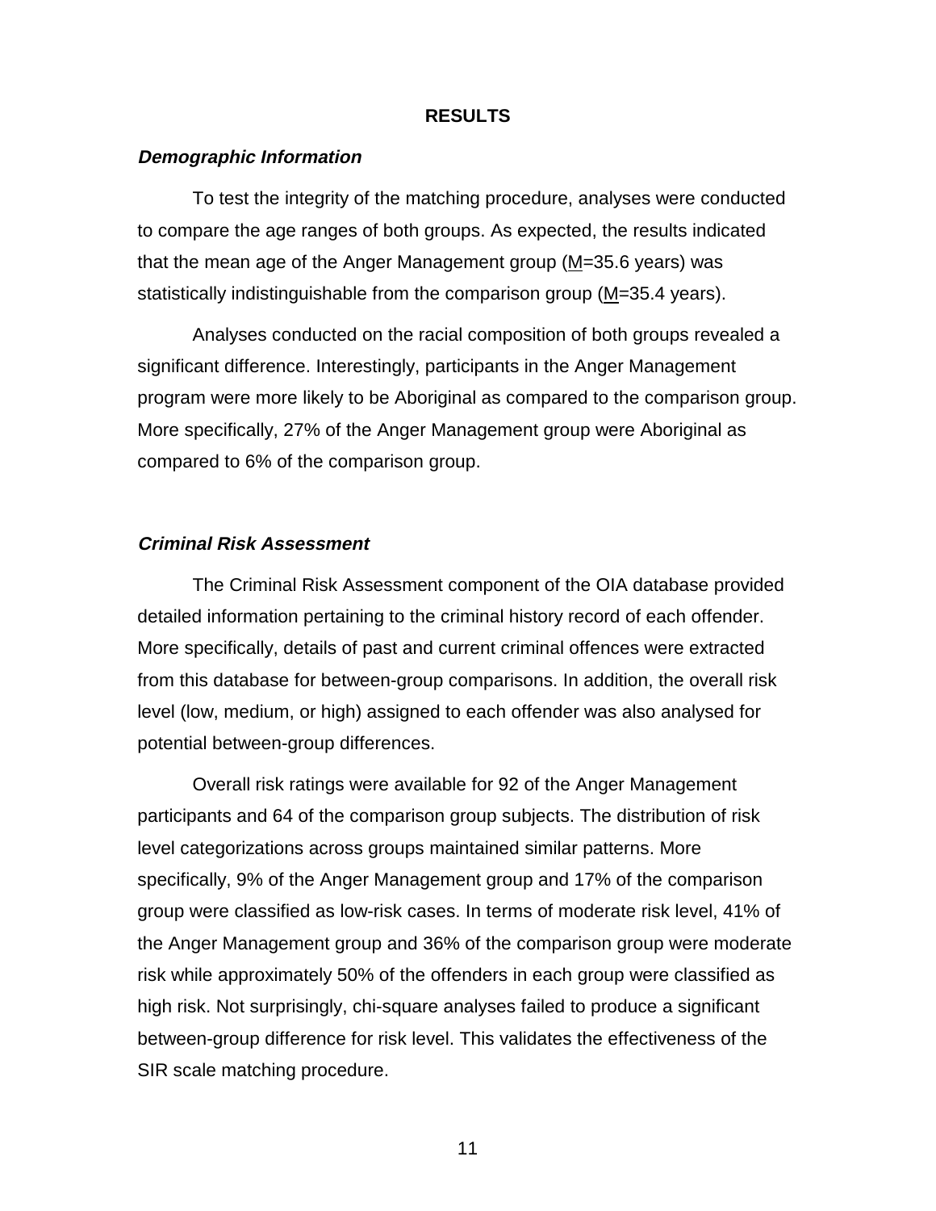## RESULTS

### *Demographic Information*

To test the integrity of the matching procedure, analyses were conducted to compare the age ranges of both groups. As expected, the results indicated that the mean age of the Anger Management group (M=35.6 years) was statistically indistinguishable from the comparison group (M=35.4 years).

Analyses conducted on the racial composition of both groups revealed a significant difference. Interestingly, participants in the Anger Management program were more likely to be Aboriginal as compared to the comparison group. More specifically, 27% of the Anger Management group were Aboriginal as compared to 6% of the comparison group.

### *Criminal Risk Assessment*

The Criminal Risk Assessment component of the OIA database provided detailed information pertaining to the criminal history record of each offender. More specifically, details of past and current criminal offences were extracted from this database for between-group comparisons. In addition, the overall risk level (low, medium, or high) assigned to each offender was also analysed for potential between-group differences.

Overall risk ratings were available for 92 of the Anger Management participants and 64 of the comparison group subjects. The distribution of risk level categorizations across groups maintained similar patterns. More specifically, 9% of the Anger Management group and 17% of the comparison group were classified as low-risk cases. In terms of moderate risk level, 41% of the Anger Management group and 36% of the comparison group were moderate risk while approximately 50% of the offenders in each group were classified as high risk. Not surprisingly, chi-square analyses failed to produce a significant between-group difference for risk level. This validates the effectiveness of the SIR scale matching procedure.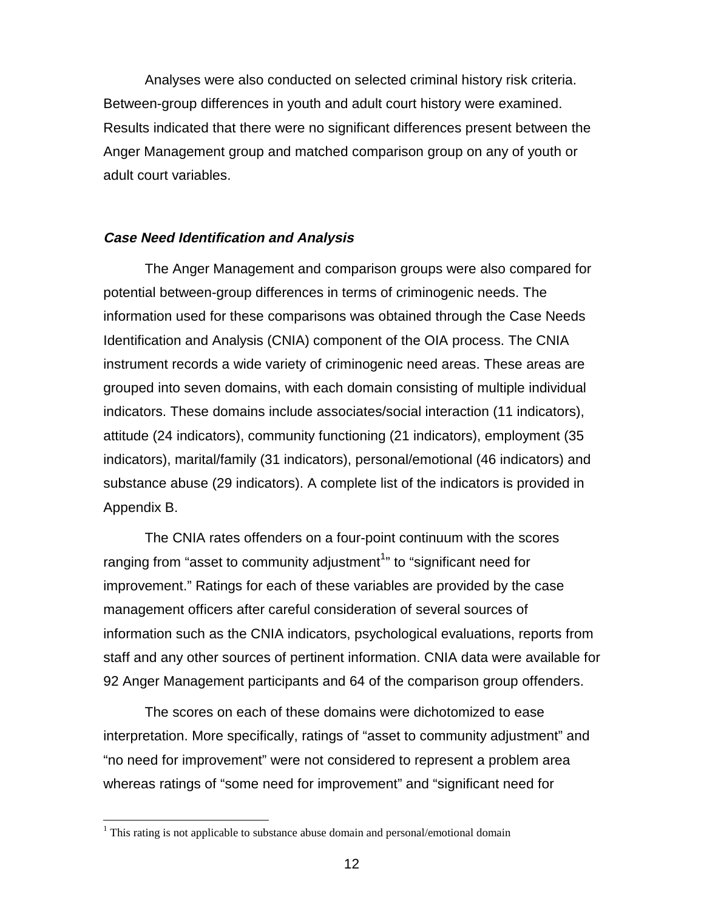Analyses were also conducted on selected criminal history risk criteria. Between-group differences in youth and adult court history were examined. Results indicated that there were no significant differences present between the Anger Management group and matched comparison group on any of youth or adult court variables.

### ***Case Need Identification and Analysis***

The Anger Management and comparison groups were also compared for potential between-group differences in terms of criminogenic needs. The information used for these comparisons was obtained through the Case Needs Identification and Analysis (CNIA) component of the OIA process. The CNIA instrument records a wide variety of criminogenic need areas. These areas are grouped into seven domains, with each domain consisting of multiple individual indicators. These domains include associates/social interaction (11 indicators), attitude (24 indicators), community functioning (21 indicators), employment (35 indicators), marital/family (31 indicators), personal/emotional (46 indicators) and substance abuse (29 indicators). A complete list of the indicators is provided in Appendix B.

The CNIA rates offenders on a four-point continuum with the scores ranging from "asset to community adjustment[1]" to "significant need for improvement." Ratings for each of these variables are provided by the case management officers after careful consideration of several sources of information such as the CNIA indicators, psychological evaluations, reports from staff and any other sources of pertinent information. CNIA data were available for 92 Anger Management participants and 64 of the comparison group offenders.

The scores on each of these domains were dichotomized to ease interpretation. More specifically, ratings of "asset to community adjustment" and "no need for improvement" were not considered to represent a problem area whereas ratings of "some need for improvement" and "significant need for

[1] This rating is not applicable to substance abuse domain and personal/emotional domain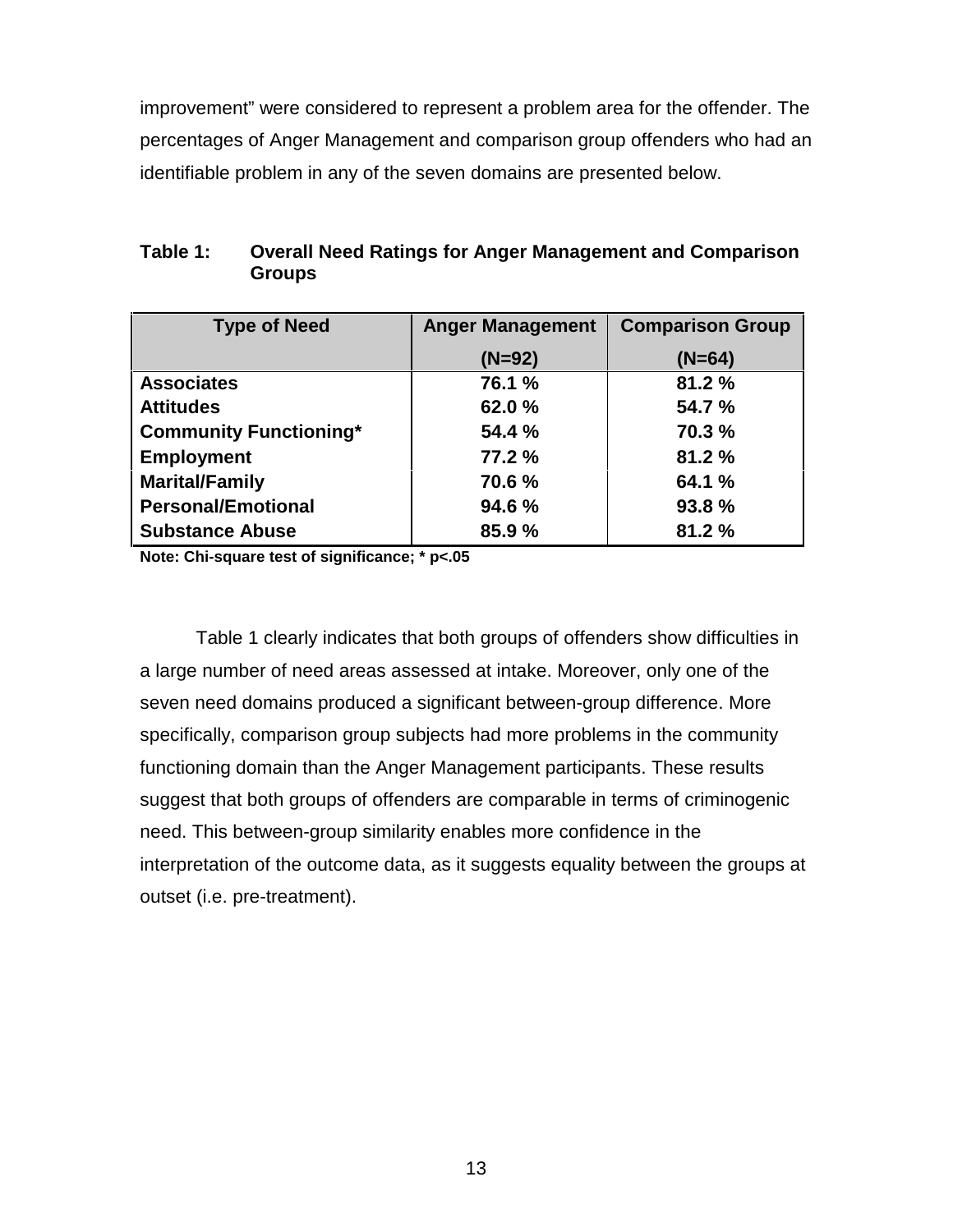improvement" were considered to represent a problem area for the offender. The percentages of Anger Management and comparison group offenders who had an identifiable problem in any of the seven domains are presented below.

**Table 1: Overall Need Ratings for Anger Management and Comparison Groups**

| Type of Need | Anger Management (N=92) | Comparison Group (N=64) |
|---|---|---|
| **Associates** | **76.1 %** | **81.2 %** |
| **Attitudes** | **62.0 %** | **54.7 %** |
| **Community Functioning*** | **54.4 %** | **70.3 %** |
| **Employment** | **77.2 %** | **81.2 %** |
| **Marital/Family** | **70.6 %** | **64.1 %** |
| **Personal/Emotional** | **94.6 %** | **93.8 %** |
| **Substance Abuse** | **85.9 %** | **81.2 %** |

**Note: Chi-square test of significance; * p<.05**

Table 1 clearly indicates that both groups of offenders show difficulties in a large number of need areas assessed at intake. Moreover, only one of the seven need domains produced a significant between-group difference. More specifically, comparison group subjects had more problems in the community functioning domain than the Anger Management participants. These results suggest that both groups of offenders are comparable in terms of criminogenic need. This between-group similarity enables more confidence in the interpretation of the outcome data, as it suggests equality between the groups at outset (i.e. pre-treatment).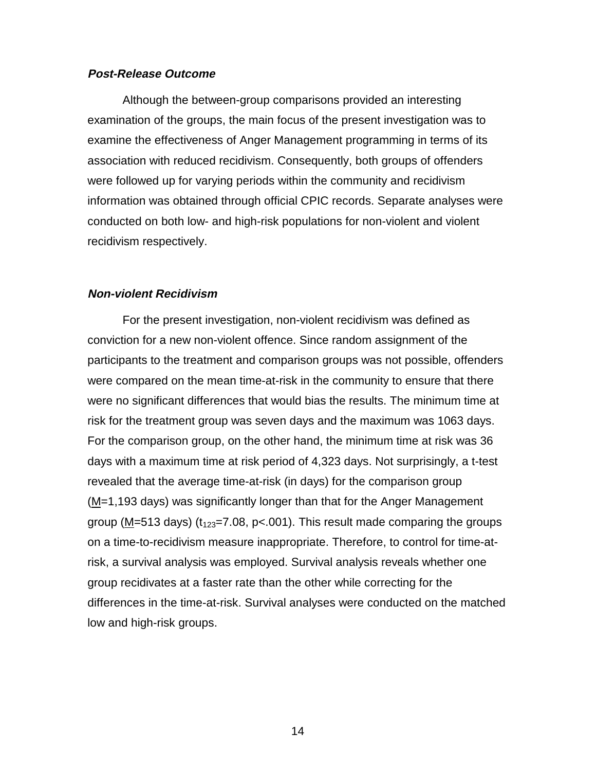### ***Post-Release Outcome***

Although the between-group comparisons provided an interesting examination of the groups, the main focus of the present investigation was to examine the effectiveness of Anger Management programming in terms of its association with reduced recidivism. Consequently, both groups of offenders were followed up for varying periods within the community and recidivism information was obtained through official CPIC records. Separate analyses were conducted on both low- and high-risk populations for non-violent and violent recidivism respectively.

### ***Non-violent Recidivism***

For the present investigation, non-violent recidivism was defined as conviction for a new non-violent offence. Since random assignment of the participants to the treatment and comparison groups was not possible, offenders were compared on the mean time-at-risk in the community to ensure that there were no significant differences that would bias the results. The minimum time at risk for the treatment group was seven days and the maximum was 1063 days. For the comparison group, on the other hand, the minimum time at risk was 36 days with a maximum time at risk period of 4,323 days. Not surprisingly, a t-test revealed that the average time-at-risk (in days) for the comparison group ($\underline{M}$=1,193 days) was significantly longer than that for the Anger Management group ($\underline{M}$=513 days) ($t_{123}=7.08$, $p<.001$). This result made comparing the groups on a time-to-recidivism measure inappropriate. Therefore, to control for time-at-risk, a survival analysis was employed. Survival analysis reveals whether one group recidivates at a faster rate than the other while correcting for the differences in the time-at-risk. Survival analyses were conducted on the matched low and high-risk groups.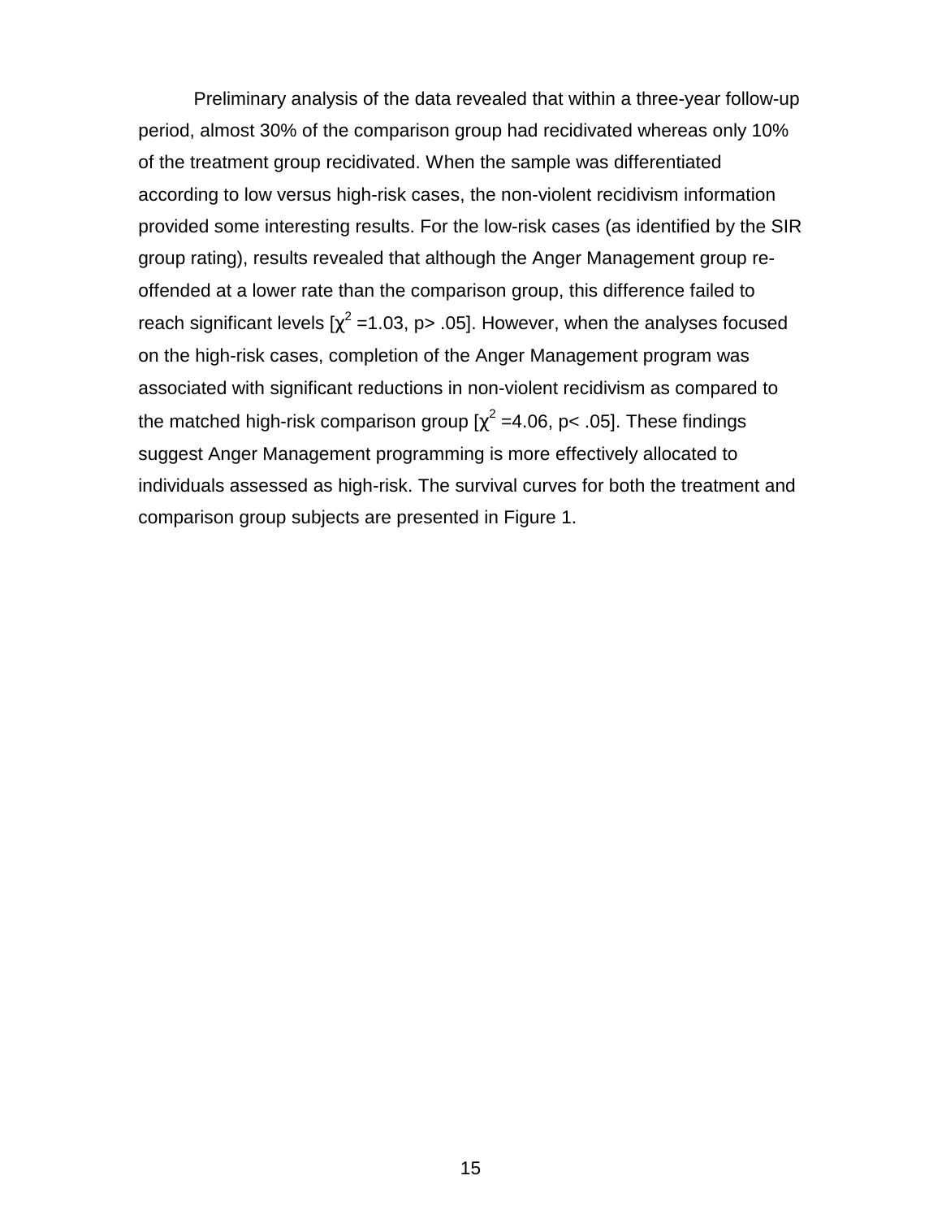Preliminary analysis of the data revealed that within a three-year follow-up period, almost 30% of the comparison group had recidivated whereas only 10% of the treatment group recidivated. When the sample was differentiated according to low versus high-risk cases, the non-violent recidivism information provided some interesting results. For the low-risk cases (as identified by the SIR group rating), results revealed that although the Anger Management group re-offended at a lower rate than the comparison group, this difference failed to reach significant levels [$\chi^2 = 1.03$, $p > .05$]. However, when the analyses focused on the high-risk cases, completion of the Anger Management program was associated with significant reductions in non-violent recidivism as compared to the matched high-risk comparison group [$\chi^2 = 4.06$, $p < .05$]. These findings suggest Anger Management programming is more effectively allocated to individuals assessed as high-risk. The survival curves for both the treatment and comparison group subjects are presented in Figure 1.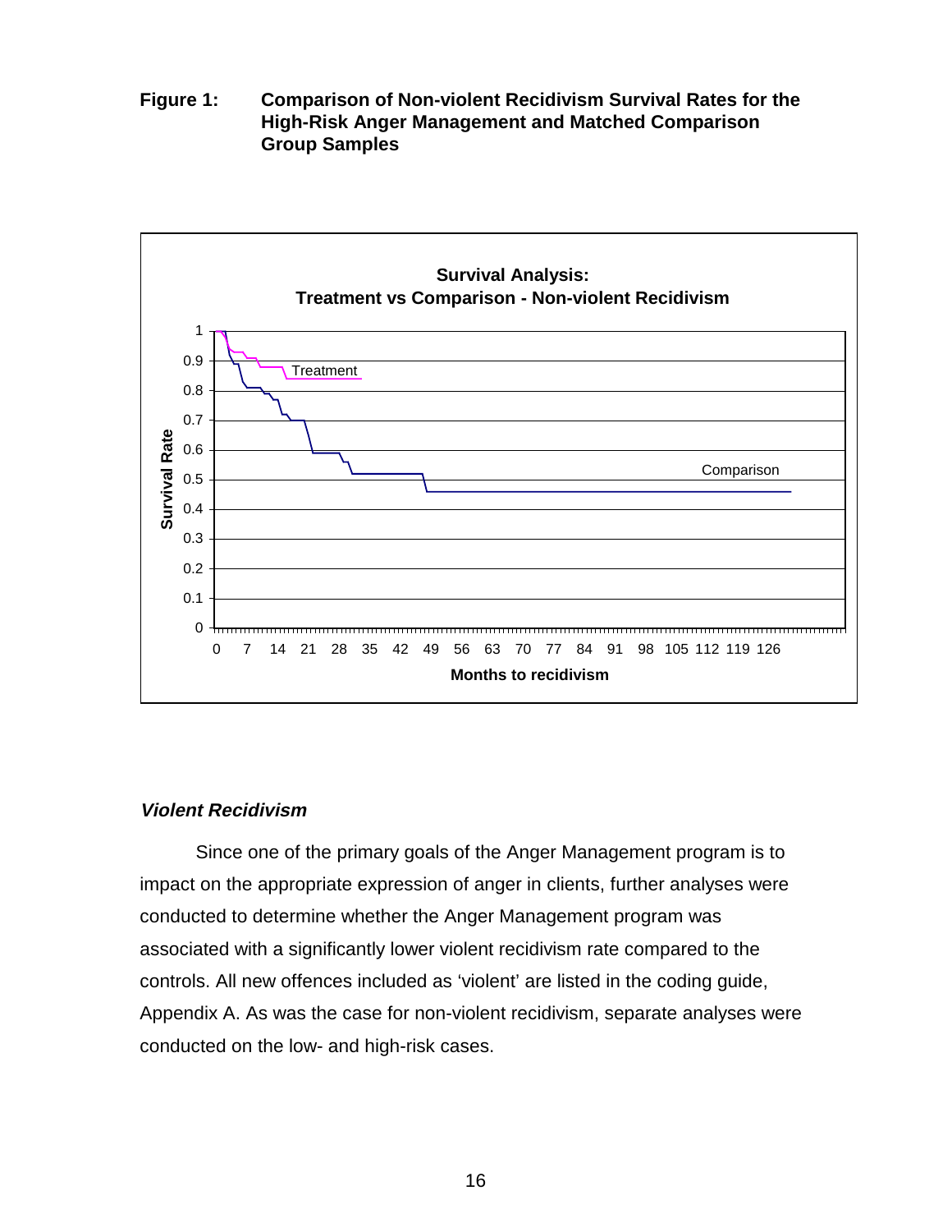**Figure 1: Comparison of Non-violent Recidivism Survival Rates for the High-Risk Anger Management and Matched Comparison Group Samples**

### *Violent Recidivism*

Since one of the primary goals of the Anger Management program is to impact on the appropriate expression of anger in clients, further analyses were conducted to determine whether the Anger Management program was associated with a significantly lower violent recidivism rate compared to the controls. All new offences included as 'violent' are listed in the coding guide, Appendix A. As was the case for non-violent recidivism, separate analyses were conducted on the low- and high-risk cases.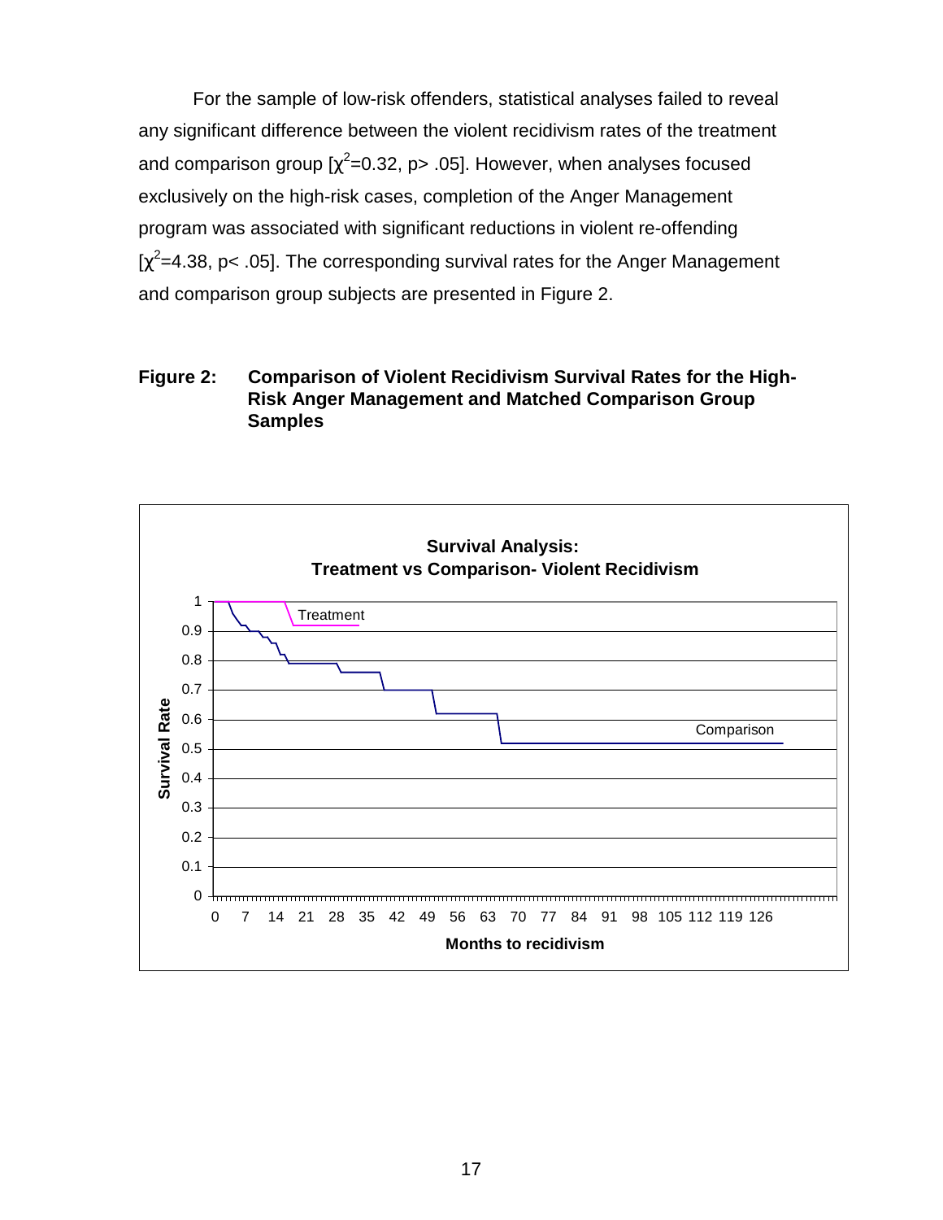For the sample of low-risk offenders, statistical analyses failed to reveal any significant difference between the violent recidivism rates of the treatment and comparison group [$\chi^2$=0.32, p> .05]. However, when analyses focused exclusively on the high-risk cases, completion of the Anger Management program was associated with significant reductions in violent re-offending [$\chi^2$=4.38, p< .05]. The corresponding survival rates for the Anger Management and comparison group subjects are presented in Figure 2.

**Figure 2: Comparison of Violent Recidivism Survival Rates for the High-Risk Anger Management and Matched Comparison Group Samples**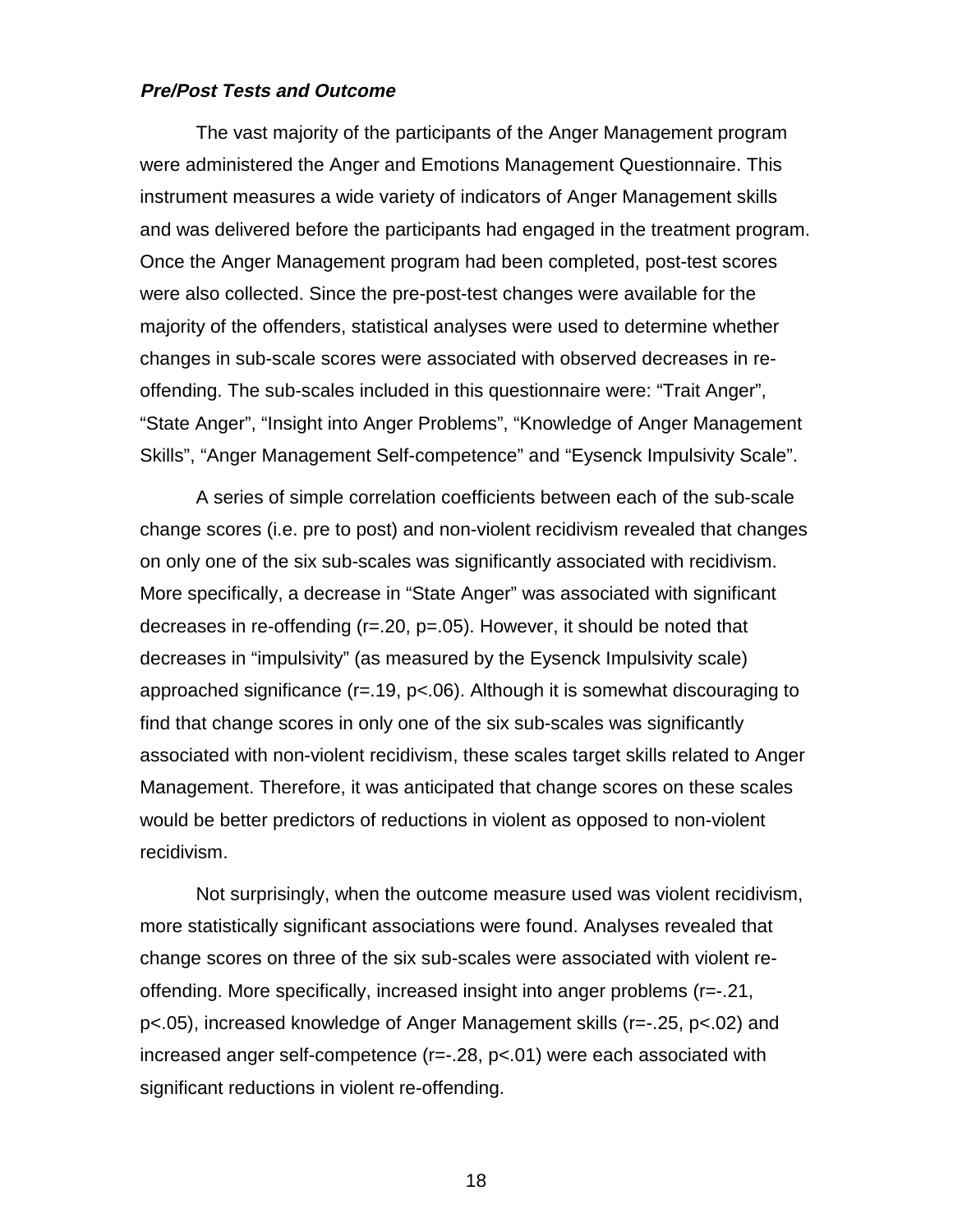### *Pre/Post Tests and Outcome*

The vast majority of the participants of the Anger Management program were administered the Anger and Emotions Management Questionnaire. This instrument measures a wide variety of indicators of Anger Management skills and was delivered before the participants had engaged in the treatment program. Once the Anger Management program had been completed, post-test scores were also collected. Since the pre-post-test changes were available for the majority of the offenders, statistical analyses were used to determine whether changes in sub-scale scores were associated with observed decreases in re-offending. The sub-scales included in this questionnaire were: "Trait Anger", "State Anger", "Insight into Anger Problems", "Knowledge of Anger Management Skills", "Anger Management Self-competence" and "Eysenck Impulsivity Scale".

A series of simple correlation coefficients between each of the sub-scale change scores (i.e. pre to post) and non-violent recidivism revealed that changes on only one of the six sub-scales was significantly associated with recidivism. More specifically, a decrease in "State Anger" was associated with significant decreases in re-offending ($r=.20$, $p=.05$). However, it should be noted that decreases in "impulsivity" (as measured by the Eysenck Impulsivity scale) approached significance ($r=.19$, $p<.06$). Although it is somewhat discouraging to find that change scores in only one of the six sub-scales was significantly associated with non-violent recidivism, these scales target skills related to Anger Management. Therefore, it was anticipated that change scores on these scales would be better predictors of reductions in violent as opposed to non-violent recidivism.

Not surprisingly, when the outcome measure used was violent recidivism, more statistically significant associations were found. Analyses revealed that change scores on three of the six sub-scales were associated with violent re-offending. More specifically, increased insight into anger problems ($r=-.21$, $p<.05$), increased knowledge of Anger Management skills ($r=-.25$, $p<.02$) and increased anger self-competence ($r=-.28$, $p<.01$) were each associated with significant reductions in violent re-offending.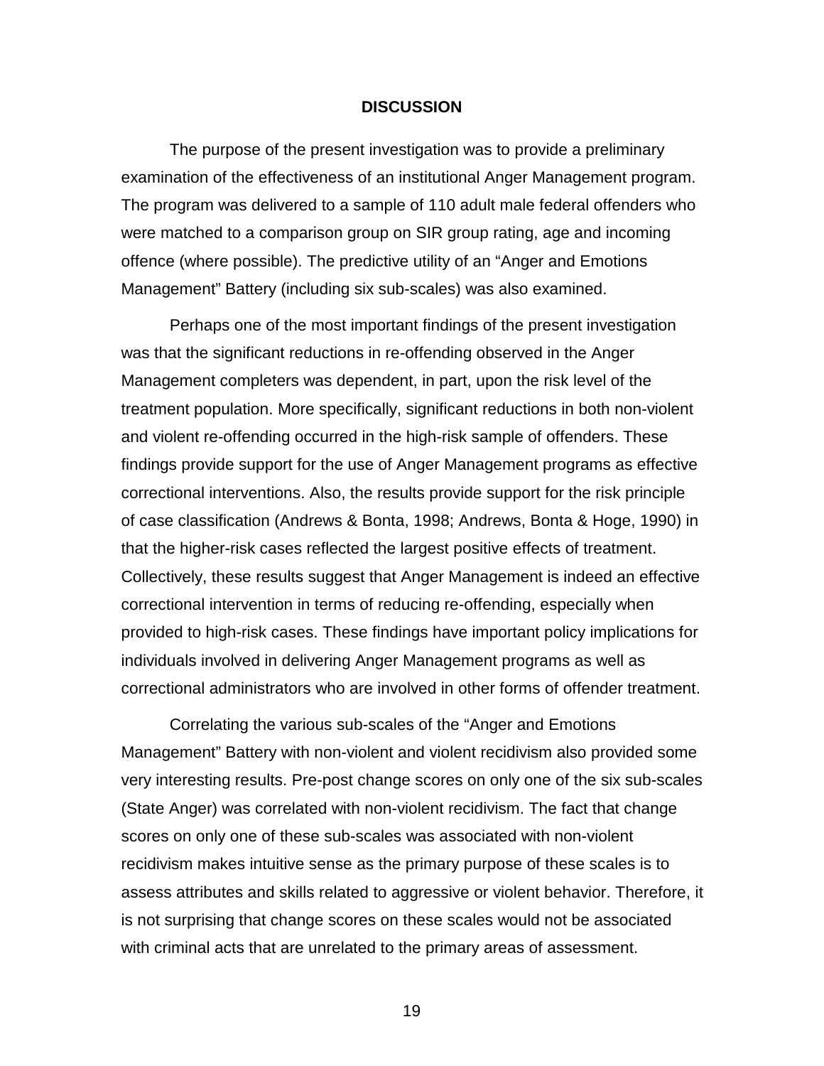## DISCUSSION

The purpose of the present investigation was to provide a preliminary examination of the effectiveness of an institutional Anger Management program. The program was delivered to a sample of 110 adult male federal offenders who were matched to a comparison group on SIR group rating, age and incoming offence (where possible). The predictive utility of an "Anger and Emotions Management" Battery (including six sub-scales) was also examined.

Perhaps one of the most important findings of the present investigation was that the significant reductions in re-offending observed in the Anger Management completers was dependent, in part, upon the risk level of the treatment population. More specifically, significant reductions in both non-violent and violent re-offending occurred in the high-risk sample of offenders. These findings provide support for the use of Anger Management programs as effective correctional interventions. Also, the results provide support for the risk principle of case classification (Andrews & Bonta, 1998; Andrews, Bonta & Hoge, 1990) in that the higher-risk cases reflected the largest positive effects of treatment. Collectively, these results suggest that Anger Management is indeed an effective correctional intervention in terms of reducing re-offending, especially when provided to high-risk cases. These findings have important policy implications for individuals involved in delivering Anger Management programs as well as correctional administrators who are involved in other forms of offender treatment.

Correlating the various sub-scales of the "Anger and Emotions Management" Battery with non-violent and violent recidivism also provided some very interesting results. Pre-post change scores on only one of the six sub-scales (State Anger) was correlated with non-violent recidivism. The fact that change scores on only one of these sub-scales was associated with non-violent recidivism makes intuitive sense as the primary purpose of these scales is to assess attributes and skills related to aggressive or violent behavior. Therefore, it is not surprising that change scores on these scales would not be associated with criminal acts that are unrelated to the primary areas of assessment.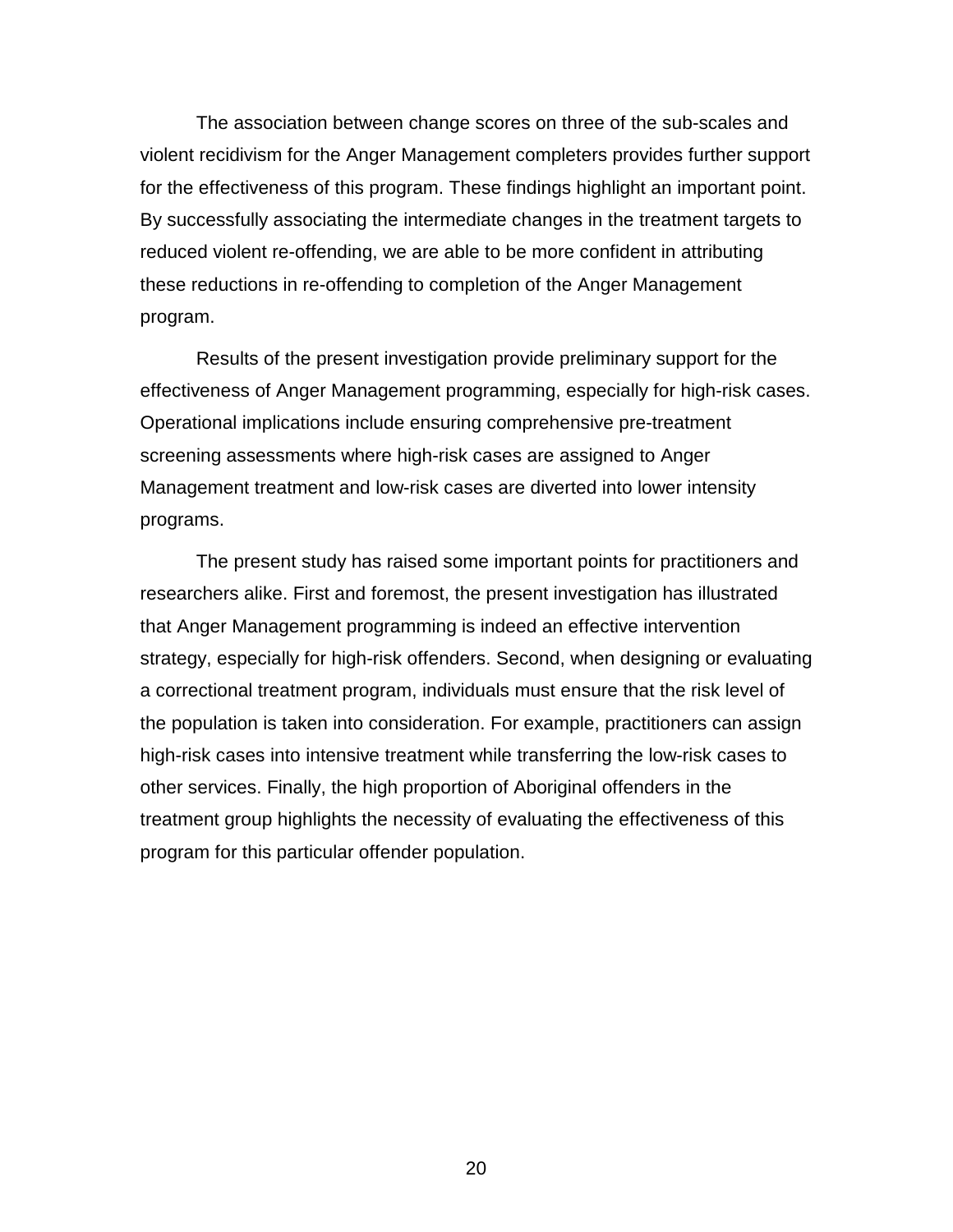The association between change scores on three of the sub-scales and violent recidivism for the Anger Management completers provides further support for the effectiveness of this program. These findings highlight an important point. By successfully associating the intermediate changes in the treatment targets to reduced violent re-offending, we are able to be more confident in attributing these reductions in re-offending to completion of the Anger Management program.

Results of the present investigation provide preliminary support for the effectiveness of Anger Management programming, especially for high-risk cases. Operational implications include ensuring comprehensive pre-treatment screening assessments where high-risk cases are assigned to Anger Management treatment and low-risk cases are diverted into lower intensity programs.

The present study has raised some important points for practitioners and researchers alike. First and foremost, the present investigation has illustrated that Anger Management programming is indeed an effective intervention strategy, especially for high-risk offenders. Second, when designing or evaluating a correctional treatment program, individuals must ensure that the risk level of the population is taken into consideration. For example, practitioners can assign high-risk cases into intensive treatment while transferring the low-risk cases to other services. Finally, the high proportion of Aboriginal offenders in the treatment group highlights the necessity of evaluating the effectiveness of this program for this particular offender population.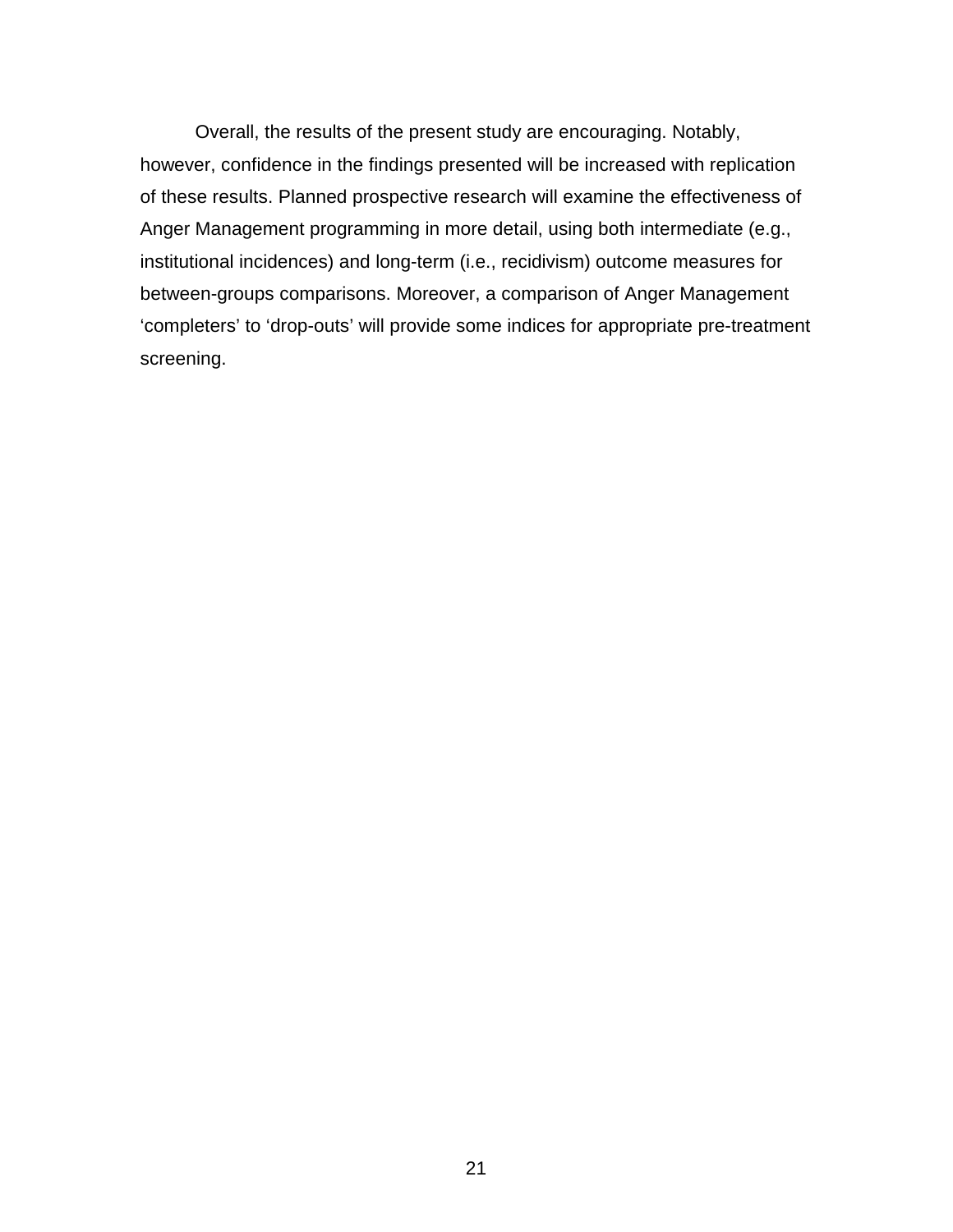Overall, the results of the present study are encouraging. Notably, however, confidence in the findings presented will be increased with replication of these results. Planned prospective research will examine the effectiveness of Anger Management programming in more detail, using both intermediate (e.g., institutional incidences) and long-term (i.e., recidivism) outcome measures for between-groups comparisons. Moreover, a comparison of Anger Management ‘completers’ to ‘drop-outs’ will provide some indices for appropriate pre-treatment screening.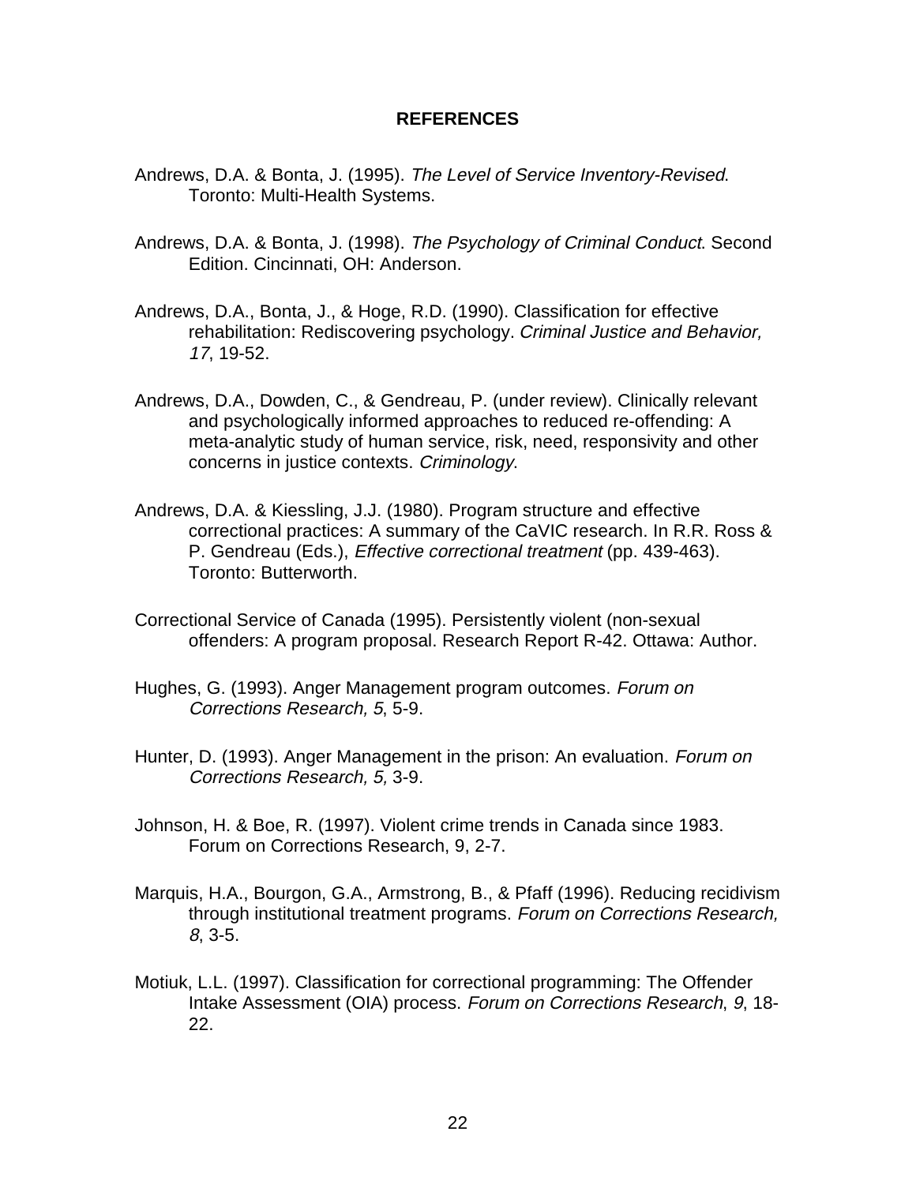## REFERENCES

Andrews, D.A. & Bonta, J. (1995). *The Level of Service Inventory-Revised*. Toronto: Multi-Health Systems.

Andrews, D.A. & Bonta, J. (1998). *The Psychology of Criminal Conduct*. Second Edition. Cincinnati, OH: Anderson.

Andrews, D.A., Bonta, J., & Hoge, R.D. (1990). Classification for effective rehabilitation: Rediscovering psychology. *Criminal Justice and Behavior, 17*, 19-52.

Andrews, D.A., Dowden, C., & Gendreau, P. (under review). Clinically relevant and psychologically informed approaches to reduced re-offending: A meta-analytic study of human service, risk, need, responsivity and other concerns in justice contexts. *Criminology*.

Andrews, D.A. & Kiessling, J.J. (1980). Program structure and effective correctional practices: A summary of the CaVIC research. In R.R. Ross & P. Gendreau (Eds.), *Effective correctional treatment* (pp. 439-463). Toronto: Butterworth.

Correctional Service of Canada (1995). Persistently violent (non-sexual offenders: A program proposal. Research Report R-42. Ottawa: Author.

Hughes, G. (1993). Anger Management program outcomes. *Forum on Corrections Research, 5*, 5-9.

Hunter, D. (1993). Anger Management in the prison: An evaluation. *Forum on Corrections Research, 5,* 3-9.

Johnson, H. & Boe, R. (1997). Violent crime trends in Canada since 1983. Forum on Corrections Research, 9, 2-7.

Marquis, H.A., Bourgon, G.A., Armstrong, B., & Pfaff (1996). Reducing recidivism through institutional treatment programs. *Forum on Corrections Research, 8*, 3-5.

Motiuk, L.L. (1997). Classification for correctional programming: The Offender Intake Assessment (OIA) process. *Forum on Corrections Research*, *9*, 18-22.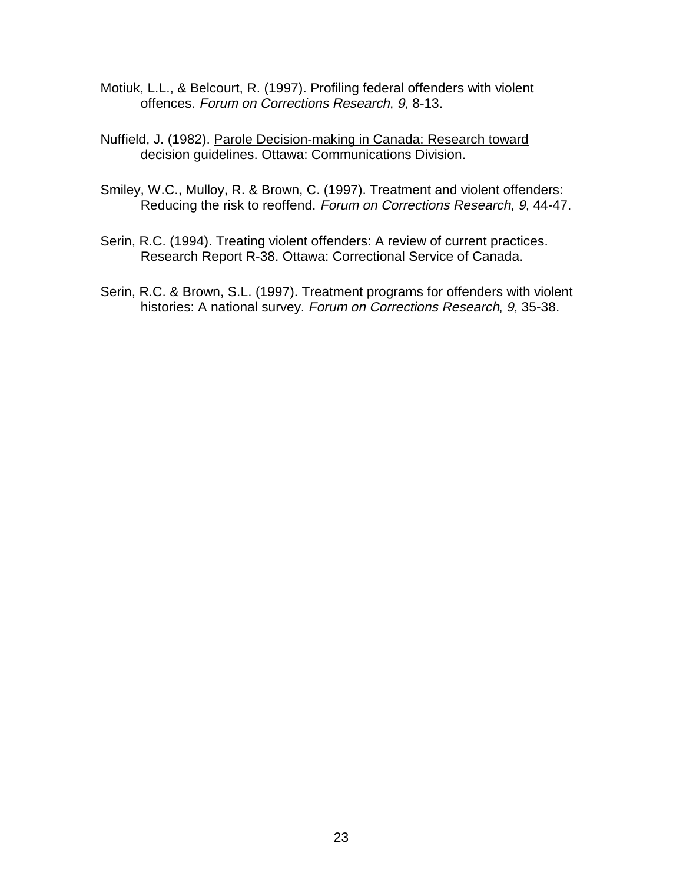Motiuk, L.L., & Belcourt, R. (1997). Profiling federal offenders with violent offences. *Forum on Corrections Research*, *9*, 8-13.

Nuffield, J. (1982). Parole Decision-making in Canada: Research toward decision guidelines. Ottawa: Communications Division.

Smiley, W.C., Mulloy, R. & Brown, C. (1997). Treatment and violent offenders: Reducing the risk to reoffend. *Forum on Corrections Research*, *9*, 44-47.

Serin, R.C. (1994). Treating violent offenders: A review of current practices. Research Report R-38. Ottawa: Correctional Service of Canada.

Serin, R.C. & Brown, S.L. (1997). Treatment programs for offenders with violent histories: A national survey. *Forum on Corrections Research*, *9*, 35-38.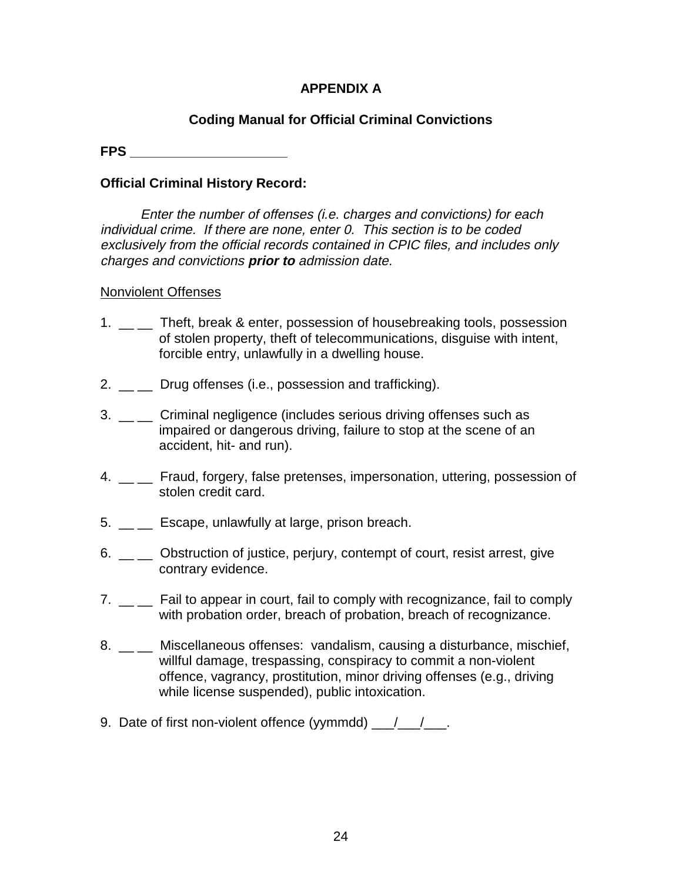# APPENDIX A

## Coding Manual for Official Criminal Convictions

**FPS _____________________**

**Official Criminal History Record:**

*Enter the number of offenses (i.e. charges and convictions) for each individual crime. If there are none, enter 0. This section is to be coded exclusively from the official records contained in CPIC files, and includes only charges and convictions **prior to** admission date.*

Nonviolent Offenses

1. __ __ Theft, break & enter, possession of housebreaking tools, possession of stolen property, theft of telecommunications, disguise with intent, forcible entry, unlawfully in a dwelling house.

2. __ __ Drug offenses (i.e., possession and trafficking).

3. __ __ Criminal negligence (includes serious driving offenses such as impaired or dangerous driving, failure to stop at the scene of an accident, hit- and run).

4. __ __ Fraud, forgery, false pretenses, impersonation, uttering, possession of stolen credit card.

5. __ __ Escape, unlawfully at large, prison breach.

6. __ __ Obstruction of justice, perjury, contempt of court, resist arrest, give contrary evidence.

7. __ __ Fail to appear in court, fail to comply with recognizance, fail to comply with probation order, breach of probation, breach of recognizance.

8. __ __ Miscellaneous offenses: vandalism, causing a disturbance, mischief, willful damage, trespassing, conspiracy to commit a non-violent offence, vagrancy, prostitution, minor driving offenses (e.g., driving while license suspended), public intoxication.

9. Date of first non-violent offence (yymmdd) ___/___/___.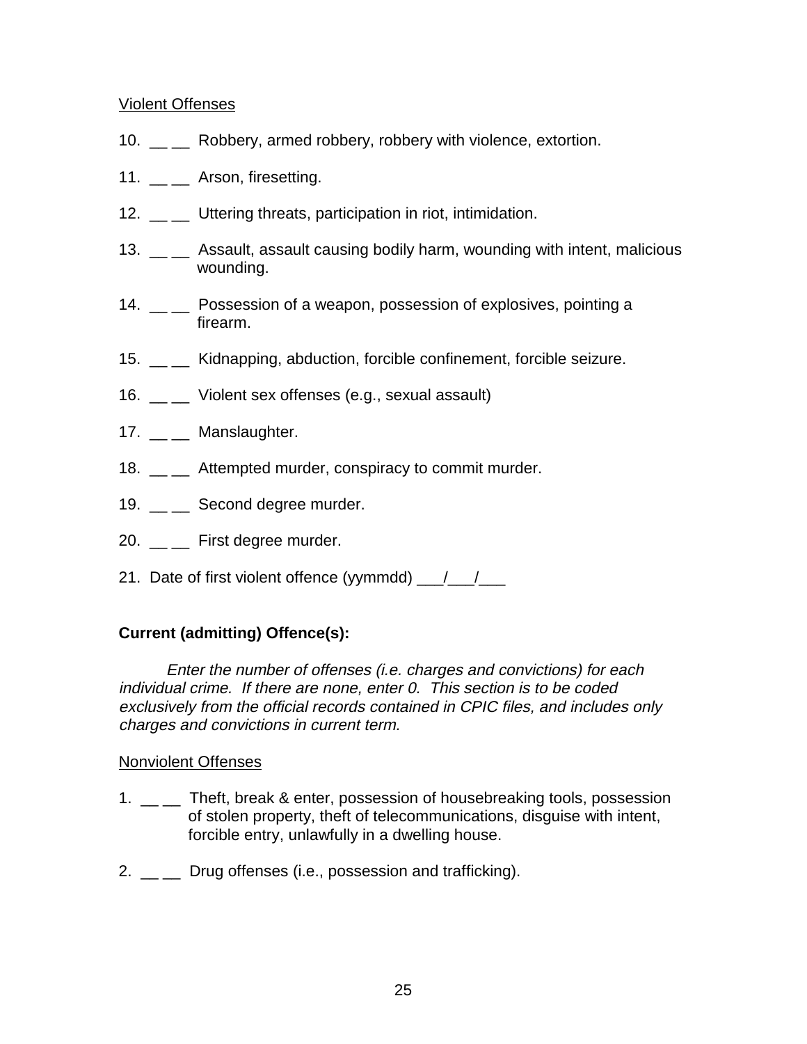Violent Offenses

10. __ __ Robbery, armed robbery, robbery with violence, extortion.

11. __ __ Arson, firesetting.

12. __ __ Uttering threats, participation in riot, intimidation.

13. __ __ Assault, assault causing bodily harm, wounding with intent, malicious wounding.

14. __ __ Possession of a weapon, possession of explosives, pointing a firearm.

15. __ __ Kidnapping, abduction, forcible confinement, forcible seizure.

16. __ __ Violent sex offenses (e.g., sexual assault)

17. __ __ Manslaughter.

18. __ __ Attempted murder, conspiracy to commit murder.

19. __ __ Second degree murder.

20. __ __ First degree murder.

21. Date of first violent offence (yymmdd) ___/___/___

**Current (admitting) Offence(s):**

*Enter the number of offenses (i.e. charges and convictions) for each individual crime. If there are none, enter 0. This section is to be coded exclusively from the official records contained in CPIC files, and includes only charges and convictions in current term.*

Nonviolent Offenses

1. __ __ Theft, break & enter, possession of housebreaking tools, possession of stolen property, theft of telecommunications, disguise with intent, forcible entry, unlawfully in a dwelling house.

2. __ __ Drug offenses (i.e., possession and trafficking).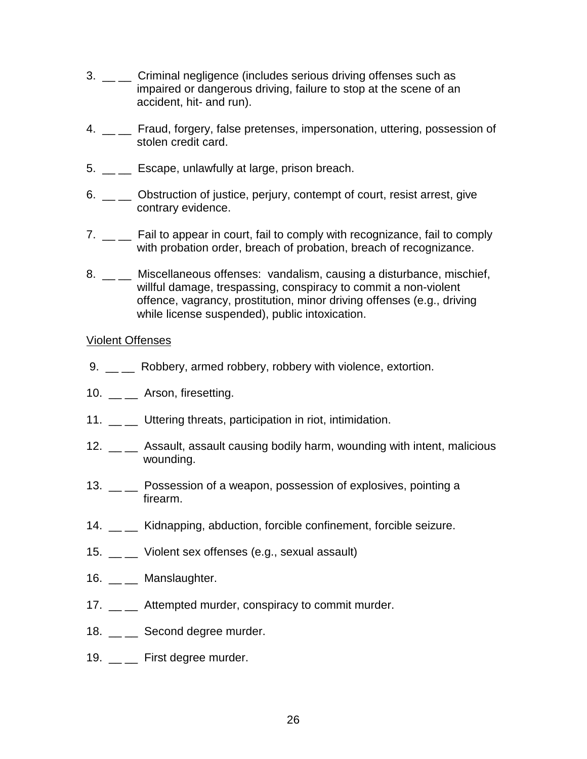3. __ __ Criminal negligence (includes serious driving offenses such as impaired or dangerous driving, failure to stop at the scene of an accident, hit- and run).

4. __ __ Fraud, forgery, false pretenses, impersonation, uttering, possession of stolen credit card.

5. __ __ Escape, unlawfully at large, prison breach.

6. __ __ Obstruction of justice, perjury, contempt of court, resist arrest, give contrary evidence.

7. __ __ Fail to appear in court, fail to comply with recognizance, fail to comply with probation order, breach of probation, breach of recognizance.

8. __ __ Miscellaneous offenses: vandalism, causing a disturbance, mischief, willful damage, trespassing, conspiracy to commit a non-violent offence, vagrancy, prostitution, minor driving offenses (e.g., driving while license suspended), public intoxication.

<u>Violent Offenses</u>

9. __ __ Robbery, armed robbery, robbery with violence, extortion.

10. __ __ Arson, firesetting.

11. __ __ Uttering threats, participation in riot, intimidation.

12. __ __ Assault, assault causing bodily harm, wounding with intent, malicious wounding.

13. __ __ Possession of a weapon, possession of explosives, pointing a firearm.

14. __ __ Kidnapping, abduction, forcible confinement, forcible seizure.

15. __ __ Violent sex offenses (e.g., sexual assault)

16. __ __ Manslaughter.

17. __ __ Attempted murder, conspiracy to commit murder.

18. __ __ Second degree murder.

19. __ __ First degree murder.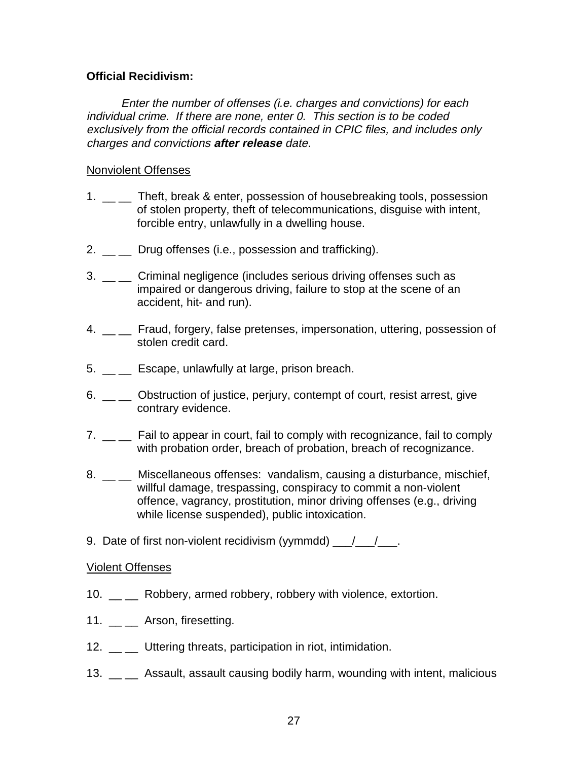**Official Recidivism:**

*Enter the number of offenses (i.e. charges and convictions) for each individual crime. If there are none, enter 0. This section is to be coded exclusively from the official records contained in CPIC files, and includes only charges and convictions **after release** date.*

Nonviolent Offenses

1. __ __ Theft, break & enter, possession of housebreaking tools, possession of stolen property, theft of telecommunications, disguise with intent, forcible entry, unlawfully in a dwelling house.

2. __ __ Drug offenses (i.e., possession and trafficking).

3. __ __ Criminal negligence (includes serious driving offenses such as impaired or dangerous driving, failure to stop at the scene of an accident, hit- and run).

4. __ __ Fraud, forgery, false pretenses, impersonation, uttering, possession of stolen credit card.

5. __ __ Escape, unlawfully at large, prison breach.

6. __ __ Obstruction of justice, perjury, contempt of court, resist arrest, give contrary evidence.

7. __ __ Fail to appear in court, fail to comply with recognizance, fail to comply with probation order, breach of probation, breach of recognizance.

8. __ __ Miscellaneous offenses: vandalism, causing a disturbance, mischief, willful damage, trespassing, conspiracy to commit a non-violent offence, vagrancy, prostitution, minor driving offenses (e.g., driving while license suspended), public intoxication.

9. Date of first non-violent recidivism (yymmdd) ___/___/___.

Violent Offenses

10. __ __ Robbery, armed robbery, robbery with violence, extortion.

11. __ __ Arson, firesetting.

12. __ __ Uttering threats, participation in riot, intimidation.

13. __ __ Assault, assault causing bodily harm, wounding with intent, malicious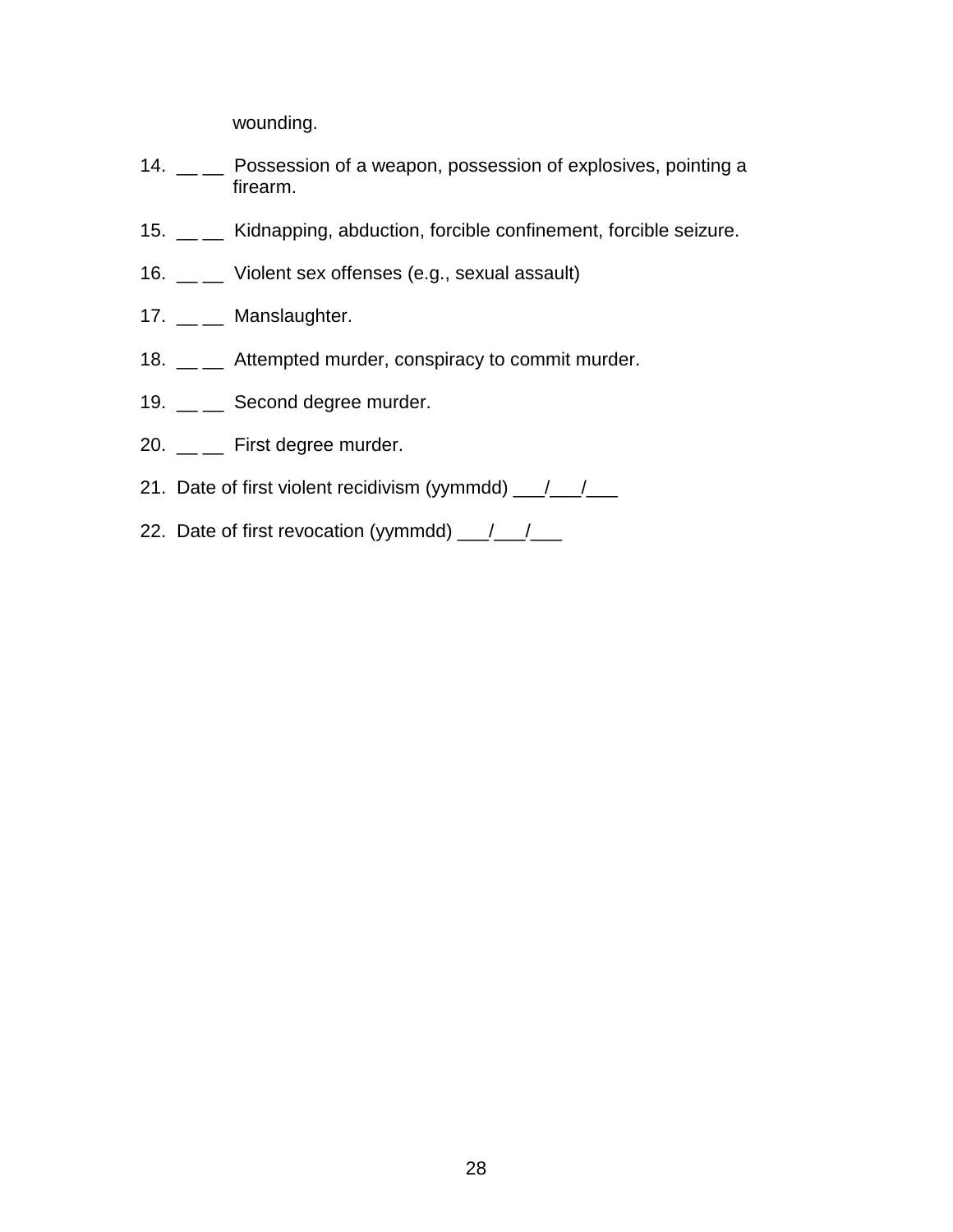wounding.

14. __ __ Possession of a weapon, possession of explosives, pointing a firearm.

15. __ __ Kidnapping, abduction, forcible confinement, forcible seizure.

16. __ __ Violent sex offenses (e.g., sexual assault)

17. __ __ Manslaughter.

18. __ __ Attempted murder, conspiracy to commit murder.

19. __ __ Second degree murder.

20. __ __ First degree murder.

21. Date of first violent recidivism (yymmdd) ___/___/___

22. Date of first revocation (yymmdd) ___/___/___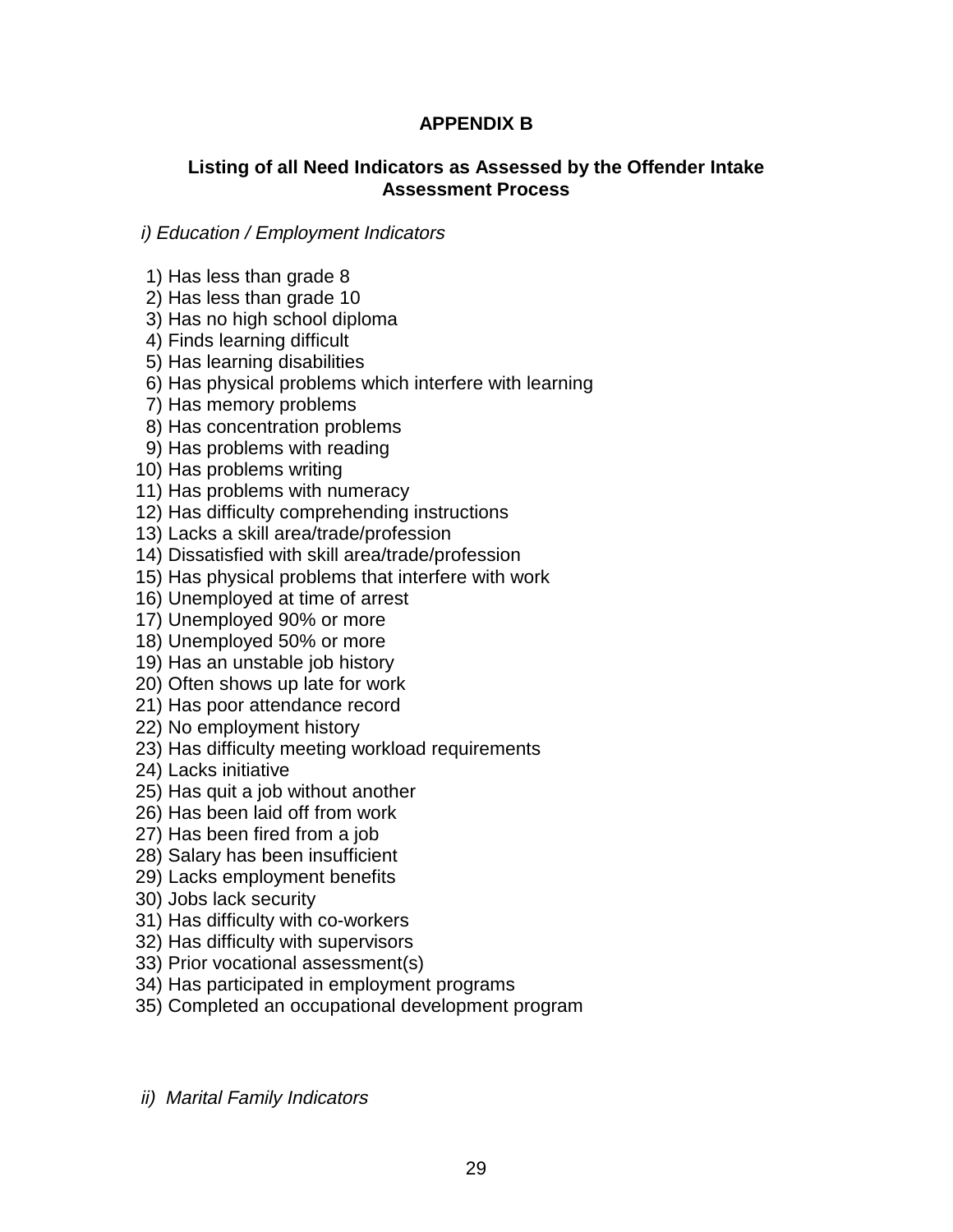## APPENDIX B

### Listing of all Need Indicators as Assessed by the Offender Intake Assessment Process

*i) Education / Employment Indicators*

1) Has less than grade 8
2) Has less than grade 10
3) Has no high school diploma
4) Finds learning difficult
5) Has learning disabilities
6) Has physical problems which interfere with learning
7) Has memory problems
8) Has concentration problems
9) Has problems with reading
10) Has problems writing
11) Has problems with numeracy
12) Has difficulty comprehending instructions
13) Lacks a skill area/trade/profession
14) Dissatisfied with skill area/trade/profession
15) Has physical problems that interfere with work
16) Unemployed at time of arrest
17) Unemployed 90% or more
18) Unemployed 50% or more
19) Has an unstable job history
20) Often shows up late for work
21) Has poor attendance record
22) No employment history
23) Has difficulty meeting workload requirements
24) Lacks initiative
25) Has quit a job without another
26) Has been laid off from work
27) Has been fired from a job
28) Salary has been insufficient
29) Lacks employment benefits
30) Jobs lack security
31) Has difficulty with co-workers
32) Has difficulty with supervisors
33) Prior vocational assessment(s)
34) Has participated in employment programs
35) Completed an occupational development program

*ii) Marital Family Indicators*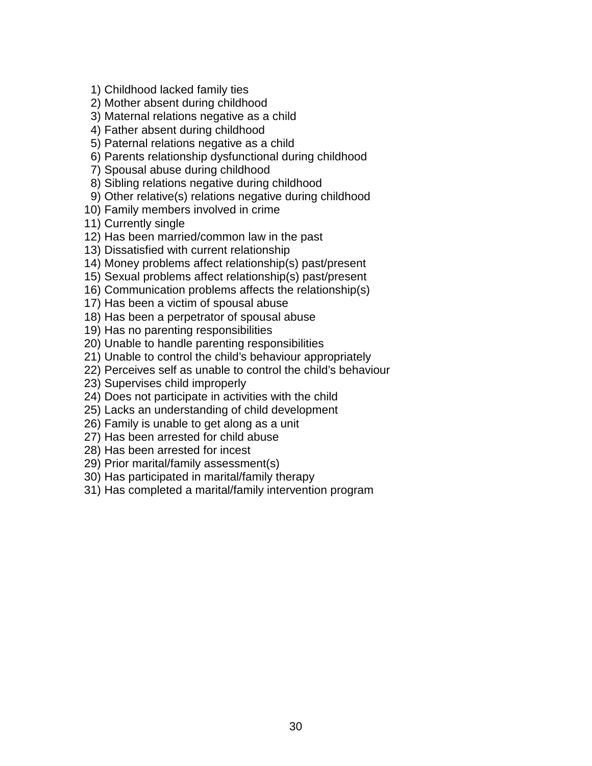1) Childhood lacked family ties
2) Mother absent during childhood
3) Maternal relations negative as a child
4) Father absent during childhood
5) Paternal relations negative as a child
6) Parents relationship dysfunctional during childhood
7) Spousal abuse during childhood
8) Sibling relations negative during childhood
9) Other relative(s) relations negative during childhood
10) Family members involved in crime
11) Currently single
12) Has been married/common law in the past
13) Dissatisfied with current relationship
14) Money problems affect relationship(s) past/present
15) Sexual problems affect relationship(s) past/present
16) Communication problems affects the relationship(s)
17) Has been a victim of spousal abuse
18) Has been a perpetrator of spousal abuse
19) Has no parenting responsibilities
20) Unable to handle parenting responsibilities
21) Unable to control the child's behaviour appropriately
22) Perceives self as unable to control the child's behaviour
23) Supervises child improperly
24) Does not participate in activities with the child
25) Lacks an understanding of child development
26) Family is unable to get along as a unit
27) Has been arrested for child abuse
28) Has been arrested for incest
29) Prior marital/family assessment(s)
30) Has participated in marital/family therapy
31) Has completed a marital/family intervention program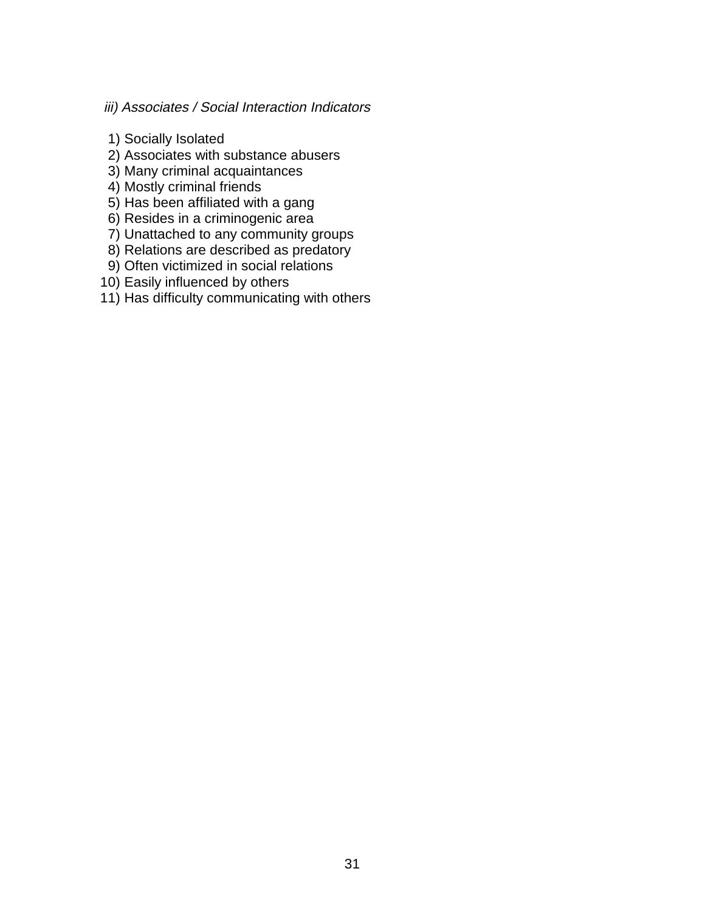*iii) Associates / Social Interaction Indicators*

1) Socially Isolated
2) Associates with substance abusers
3) Many criminal acquaintances
4) Mostly criminal friends
5) Has been affiliated with a gang
6) Resides in a criminogenic area
7) Unattached to any community groups
8) Relations are described as predatory
9) Often victimized in social relations
10) Easily influenced by others
11) Has difficulty communicating with others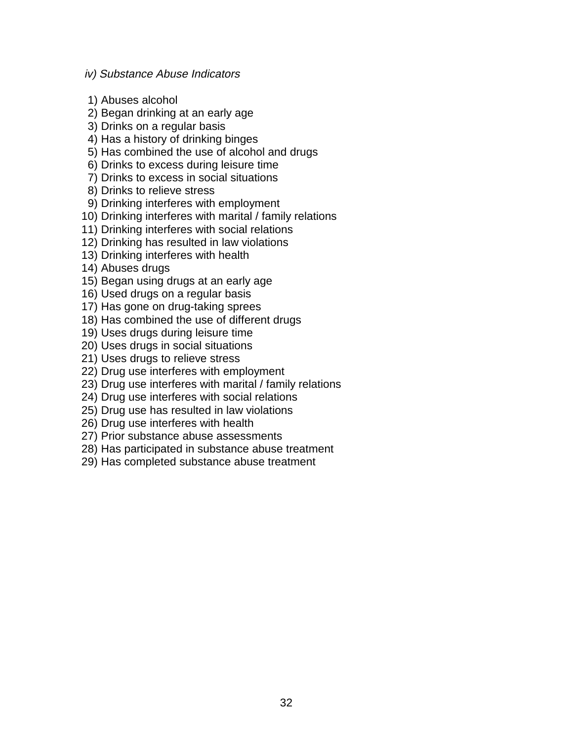*iv) Substance Abuse Indicators*

1) Abuses alcohol
2) Began drinking at an early age
3) Drinks on a regular basis
4) Has a history of drinking binges
5) Has combined the use of alcohol and drugs
6) Drinks to excess during leisure time
7) Drinks to excess in social situations
8) Drinks to relieve stress
9) Drinking interferes with employment
10) Drinking interferes with marital / family relations
11) Drinking interferes with social relations
12) Drinking has resulted in law violations
13) Drinking interferes with health
14) Abuses drugs
15) Began using drugs at an early age
16) Used drugs on a regular basis
17) Has gone on drug-taking sprees
18) Has combined the use of different drugs
19) Uses drugs during leisure time
20) Uses drugs in social situations
21) Uses drugs to relieve stress
22) Drug use interferes with employment
23) Drug use interferes with marital / family relations
24) Drug use interferes with social relations
25) Drug use has resulted in law violations
26) Drug use interferes with health
27) Prior substance abuse assessments
28) Has participated in substance abuse treatment
29) Has completed substance abuse treatment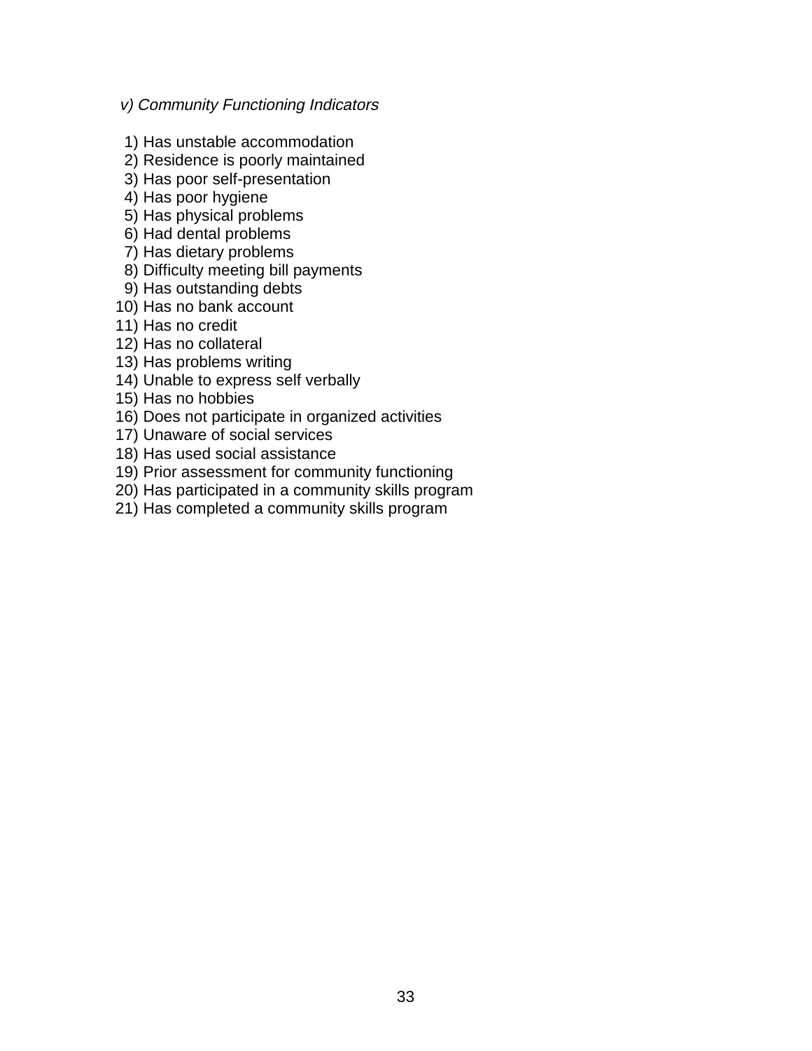*v) Community Functioning Indicators*

1) Has unstable accommodation
2) Residence is poorly maintained
3) Has poor self-presentation
4) Has poor hygiene
5) Has physical problems
6) Had dental problems
7) Has dietary problems
8) Difficulty meeting bill payments
9) Has outstanding debts
10) Has no bank account
11) Has no credit
12) Has no collateral
13) Has problems writing
14) Unable to express self verbally
15) Has no hobbies
16) Does not participate in organized activities
17) Unaware of social services
18) Has used social assistance
19) Prior assessment for community functioning
20) Has participated in a community skills program
21) Has completed a community skills program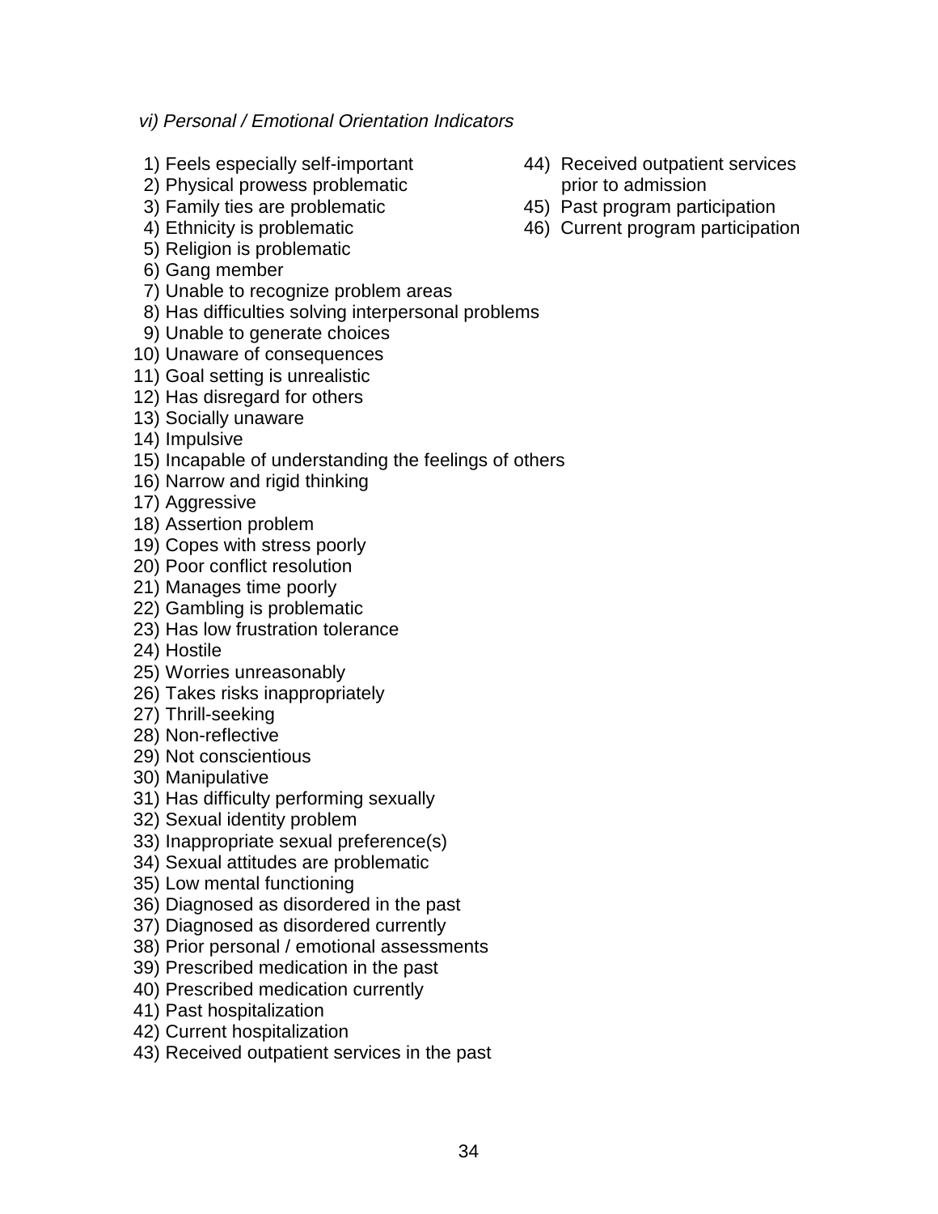*vi) Personal / Emotional Orientation Indicators*

1) Feels especially self-important
2) Physical prowess problematic
3) Family ties are problematic
4) Ethnicity is problematic
5) Religion is problematic
6) Gang member
7) Unable to recognize problem areas
8) Has difficulties solving interpersonal problems
9) Unable to generate choices
10) Unaware of consequences
11) Goal setting is unrealistic
12) Has disregard for others
13) Socially unaware
14) Impulsive
15) Incapable of understanding the feelings of others
16) Narrow and rigid thinking
17) Aggressive
18) Assertion problem
19) Copes with stress poorly
20) Poor conflict resolution
21) Manages time poorly
22) Gambling is problematic
23) Has low frustration tolerance
24) Hostile
25) Worries unreasonably
26) Takes risks inappropriately
27) Thrill-seeking
28) Non-reflective
29) Not conscientious
30) Manipulative
31) Has difficulty performing sexually
32) Sexual identity problem
33) Inappropriate sexual preference(s)
34) Sexual attitudes are problematic
35) Low mental functioning
36) Diagnosed as disordered in the past
37) Diagnosed as disordered currently
38) Prior personal / emotional assessments
39) Prescribed medication in the past
40) Prescribed medication currently
41) Past hospitalization
42) Current hospitalization
43) Received outpatient services in the past
44) Received outpatient services prior to admission
45) Past program participation
46) Current program participation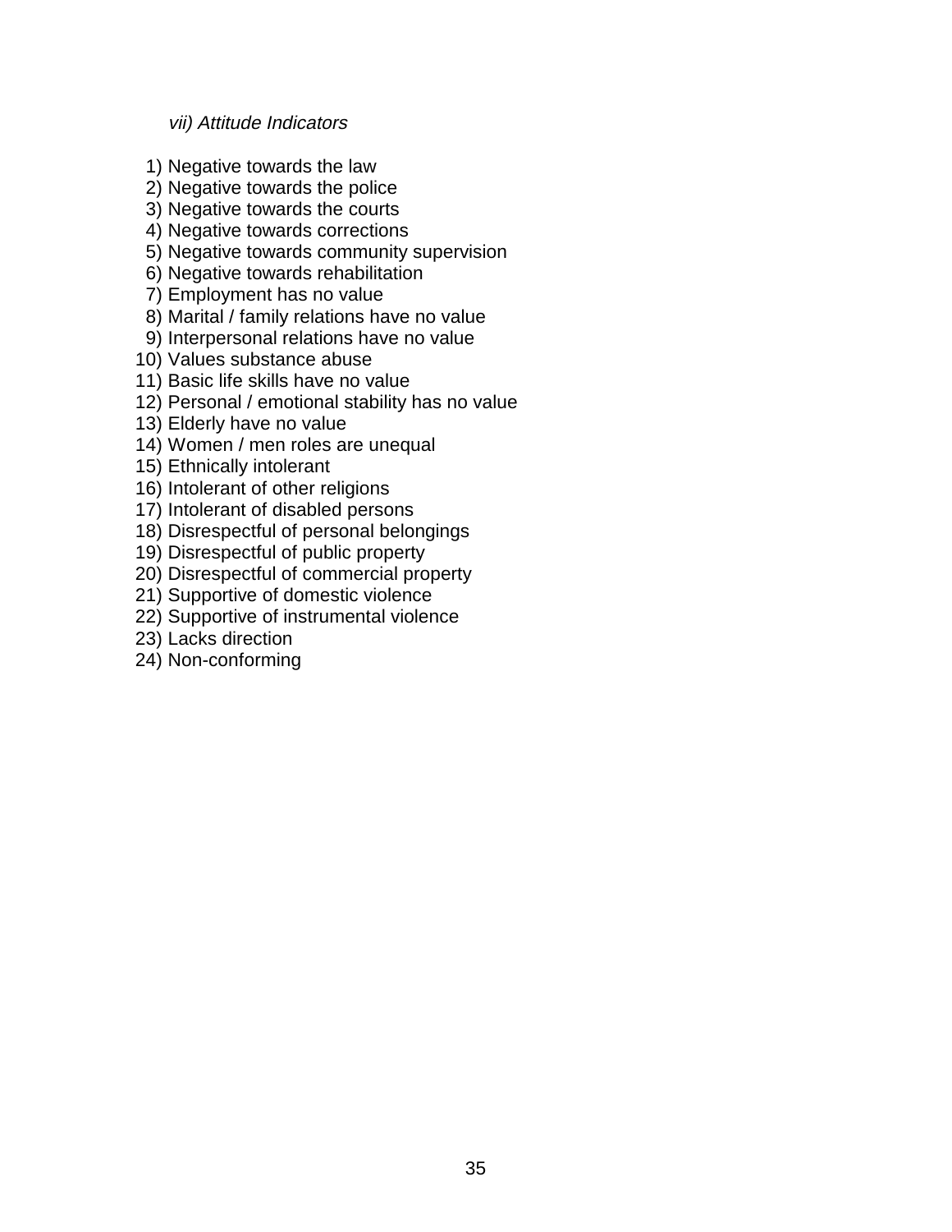*vii) Attitude Indicators*

1) Negative towards the law
2) Negative towards the police
3) Negative towards the courts
4) Negative towards corrections
5) Negative towards community supervision
6) Negative towards rehabilitation
7) Employment has no value
8) Marital / family relations have no value
9) Interpersonal relations have no value
10) Values substance abuse
11) Basic life skills have no value
12) Personal / emotional stability has no value
13) Elderly have no value
14) Women / men roles are unequal
15) Ethnically intolerant
16) Intolerant of other religions
17) Intolerant of disabled persons
18) Disrespectful of personal belongings
19) Disrespectful of public property
20) Disrespectful of commercial property
21) Supportive of domestic violence
22) Supportive of instrumental violence
23) Lacks direction
24) Non-conforming